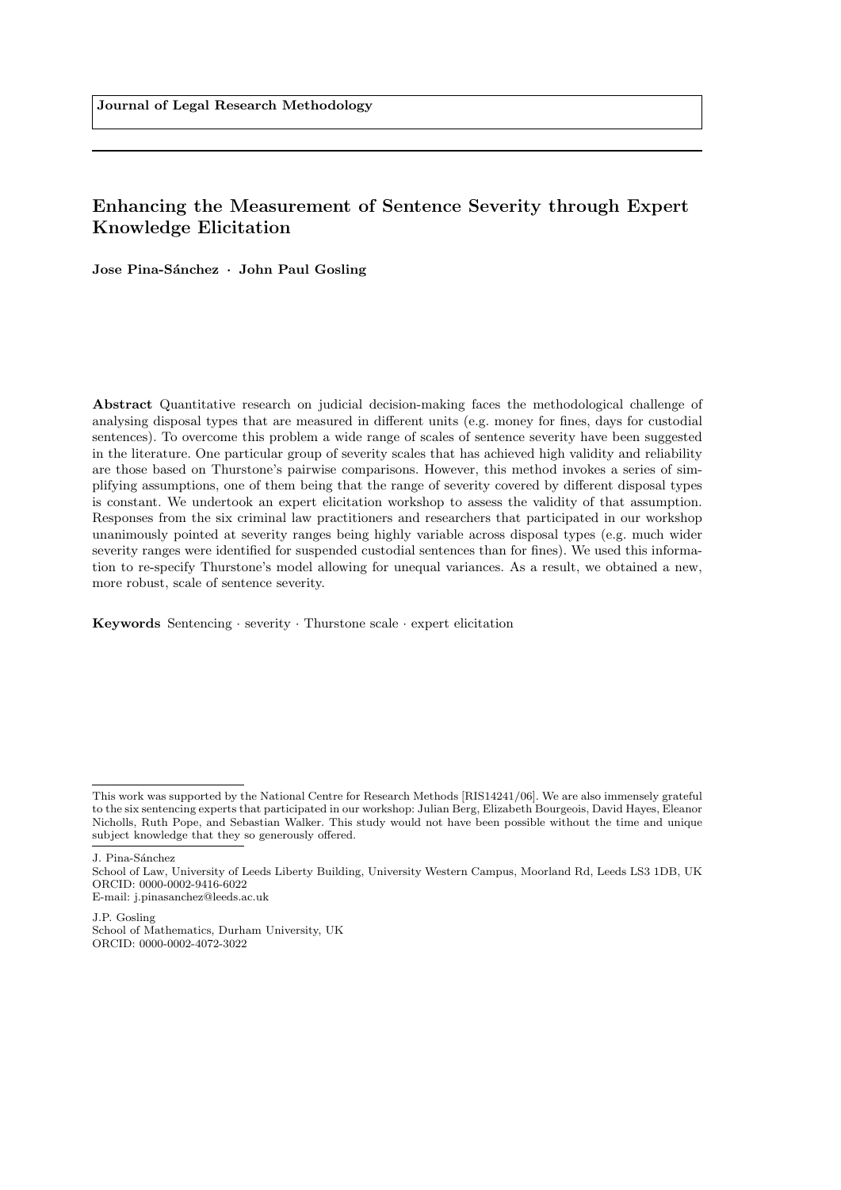Journal of Legal Research Methodology

# Enhancing the Measurement of Sentence Severity through Expert Knowledge Elicitation

**Jose Pina-Sánchez · John Paul Gosling**

**Abstract** Quantitative research on judicial decision-making faces the methodological challenge of analysing disposal types that are measured in different units (e.g. money for fines, days for custodial sentences). To overcome this problem a wide range of scales of sentence severity have been suggested in the literature. One particular group of severity scales that has achieved high validity and reliability are those based on Thurstone's pairwise comparisons. However, this method invokes a series of simplifying assumptions, one of them being that the range of severity covered by different disposal types is constant. We undertook an expert elicitation workshop to assess the validity of that assumption. Responses from the six criminal law practitioners and researchers that participated in our workshop unanimously pointed at severity ranges being highly variable across disposal types (e.g. much wider severity ranges were identified for suspended custodial sentences than for fines). We used this information to re-specify Thurstone's model allowing for unequal variances. As a result, we obtained a new, more robust, scale of sentence severity.

**Keywords** Sentencing · severity · Thurstone scale · expert elicitation

---

This work was supported by the National Centre for Research Methods [RIS14241/06]. We are also immensely grateful to the six sentencing experts that participated in our workshop: Julian Berg, Elizabeth Bourgeois, David Hayes, Eleanor Nicholls, Ruth Pope, and Sebastian Walker. This study would not have been possible without the time and unique subject knowledge that they so generously offered.

J. Pina-Sánchez
School of Law, University of Leeds Liberty Building, University Western Campus, Moorland Rd, Leeds LS3 1DB, UK
ORCID: 0000-0002-9416-6022
E-mail: j.pinasanchez@leeds.ac.uk

J.P. Gosling
School of Mathematics, Durham University, UK
ORCID: 0000-0002-4072-3022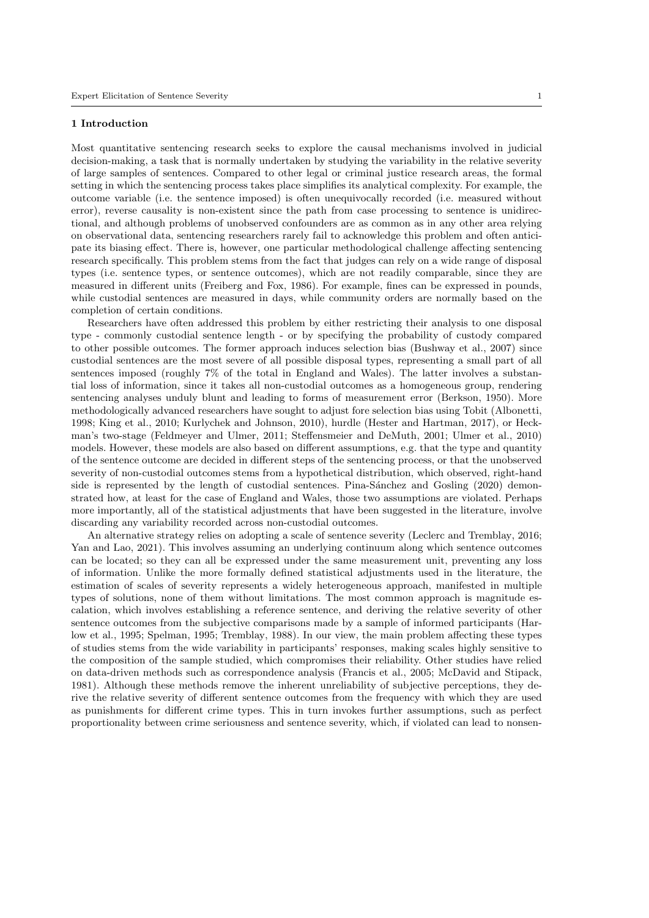## 1 Introduction

Most quantitative sentencing research seeks to explore the causal mechanisms involved in judicial decision-making, a task that is normally undertaken by studying the variability in the relative severity of large samples of sentences. Compared to other legal or criminal justice research areas, the formal setting in which the sentencing process takes place simplifies its analytical complexity. For example, the outcome variable (i.e. the sentence imposed) is often unequivocally recorded (i.e. measured without error), reverse causality is non-existent since the path from case processing to sentence is unidirectional, and although problems of unobserved confounders are as common as in any other area relying on observational data, sentencing researchers rarely fail to acknowledge this problem and often anticipate its biasing effect. There is, however, one particular methodological challenge affecting sentencing research specifically. This problem stems from the fact that judges can rely on a wide range of disposal types (i.e. sentence types, or sentence outcomes), which are not readily comparable, since they are measured in different units (Freiberg and Fox, 1986). For example, fines can be expressed in pounds, while custodial sentences are measured in days, while community orders are normally based on the completion of certain conditions.

Researchers have often addressed this problem by either restricting their analysis to one disposal type - commonly custodial sentence length - or by specifying the probability of custody compared to other possible outcomes. The former approach induces selection bias (Bushway et al., 2007) since custodial sentences are the most severe of all possible disposal types, representing a small part of all sentences imposed (roughly 7% of the total in England and Wales). The latter involves a substantial loss of information, since it takes all non-custodial outcomes as a homogeneous group, rendering sentencing analyses unduly blunt and leading to forms of measurement error (Berkson, 1950). More methodologically advanced researchers have sought to adjust fore selection bias using Tobit (Albonetti, 1998; King et al., 2010; Kurlychek and Johnson, 2010), hurdle (Hester and Hartman, 2017), or Heckman's two-stage (Feldmeyer and Ulmer, 2011; Steffensmeier and DeMuth, 2001; Ulmer et al., 2010) models. However, these models are also based on different assumptions, e.g. that the type and quantity of the sentence outcome are decided in different steps of the sentencing process, or that the unobserved severity of non-custodial outcomes stems from a hypothetical distribution, which observed, right-hand side is represented by the length of custodial sentences. Pina-Sánchez and Gosling (2020) demonstrated how, at least for the case of England and Wales, those two assumptions are violated. Perhaps more importantly, all of the statistical adjustments that have been suggested in the literature, involve discarding any variability recorded across non-custodial outcomes.

An alternative strategy relies on adopting a scale of sentence severity (Leclerc and Tremblay, 2016; Yan and Lao, 2021). This involves assuming an underlying continuum along which sentence outcomes can be located; so they can all be expressed under the same measurement unit, preventing any loss of information. Unlike the more formally defined statistical adjustments used in the literature, the estimation of scales of severity represents a widely heterogeneous approach, manifested in multiple types of solutions, none of them without limitations. The most common approach is magnitude escalation, which involves establishing a reference sentence, and deriving the relative severity of other sentence outcomes from the subjective comparisons made by a sample of informed participants (Harlow et al., 1995; Spelman, 1995; Tremblay, 1988). In our view, the main problem affecting these types of studies stems from the wide variability in participants' responses, making scales highly sensitive to the composition of the sample studied, which compromises their reliability. Other studies have relied on data-driven methods such as correspondence analysis (Francis et al., 2005; McDavid and Stipack, 1981). Although these methods remove the inherent unreliability of subjective perceptions, they derive the relative severity of different sentence outcomes from the frequency with which they are used as punishments for different crime types. This in turn invokes further assumptions, such as perfect proportionality between crime seriousness and sentence severity, which, if violated can lead to nonsen-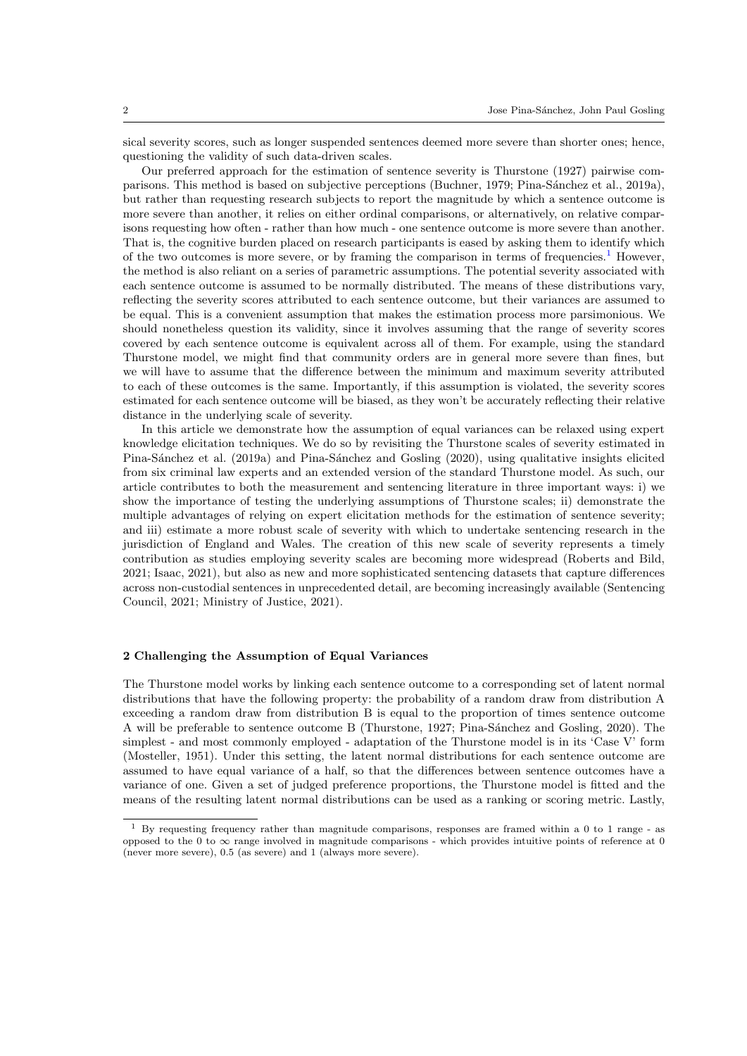sical severity scores, such as longer suspended sentences deemed more severe than shorter ones; hence, questioning the validity of such data-driven scales.

Our preferred approach for the estimation of sentence severity is Thurstone (1927) pairwise comparisons. This method is based on subjective perceptions (Buchner, 1979; Pina-Sánchez et al., 2019a), but rather than requesting research subjects to report the magnitude by which a sentence outcome is more severe than another, it relies on either ordinal comparisons, or alternatively, on relative comparisons requesting how often - rather than how much - one sentence outcome is more severe than another. That is, the cognitive burden placed on research participants is eased by asking them to identify which of the two outcomes is more severe, or by framing the comparison in terms of frequencies.[1] However, the method is also reliant on a series of parametric assumptions. The potential severity associated with each sentence outcome is assumed to be normally distributed. The means of these distributions vary, reflecting the severity scores attributed to each sentence outcome, but their variances are assumed to be equal. This is a convenient assumption that makes the estimation process more parsimonious. We should nonetheless question its validity, since it involves assuming that the range of severity scores covered by each sentence outcome is equivalent across all of them. For example, using the standard Thurstone model, we might find that community orders are in general more severe than fines, but we will have to assume that the difference between the minimum and maximum severity attributed to each of these outcomes is the same. Importantly, if this assumption is violated, the severity scores estimated for each sentence outcome will be biased, as they won't be accurately reflecting their relative distance in the underlying scale of severity.

In this article we demonstrate how the assumption of equal variances can be relaxed using expert knowledge elicitation techniques. We do so by revisiting the Thurstone scales of severity estimated in Pina-Sánchez et al. (2019a) and Pina-Sánchez and Gosling (2020), using qualitative insights elicited from six criminal law experts and an extended version of the standard Thurstone model. As such, our article contributes to both the measurement and sentencing literature in three important ways: i) we show the importance of testing the underlying assumptions of Thurstone scales; ii) demonstrate the multiple advantages of relying on expert elicitation methods for the estimation of sentence severity; and iii) estimate a more robust scale of severity with which to undertake sentencing research in the jurisdiction of England and Wales. The creation of this new scale of severity represents a timely contribution as studies employing severity scales are becoming more widespread (Roberts and Bild, 2021; Isaac, 2021), but also as new and more sophisticated sentencing datasets that capture differences across non-custodial sentences in unprecedented detail, are becoming increasingly available (Sentencing Council, 2021; Ministry of Justice, 2021).

## 2 Challenging the Assumption of Equal Variances

The Thurstone model works by linking each sentence outcome to a corresponding set of latent normal distributions that have the following property: the probability of a random draw from distribution A exceeding a random draw from distribution B is equal to the proportion of times sentence outcome A will be preferable to sentence outcome B (Thurstone, 1927; Pina-Sánchez and Gosling, 2020). The simplest - and most commonly employed - adaptation of the Thurstone model is in its 'Case V' form (Mosteller, 1951). Under this setting, the latent normal distributions for each sentence outcome are assumed to have equal variance of a half, so that the differences between sentence outcomes have a variance of one. Given a set of judged preference proportions, the Thurstone model is fitted and the means of the resulting latent normal distributions can be used as a ranking or scoring metric. Lastly,

[1] By requesting frequency rather than magnitude comparisons, responses are framed within a 0 to 1 range - as opposed to the 0 to $\infty$ range involved in magnitude comparisons - which provides intuitive points of reference at 0 (never more severe), 0.5 (as severe) and 1 (always more severe).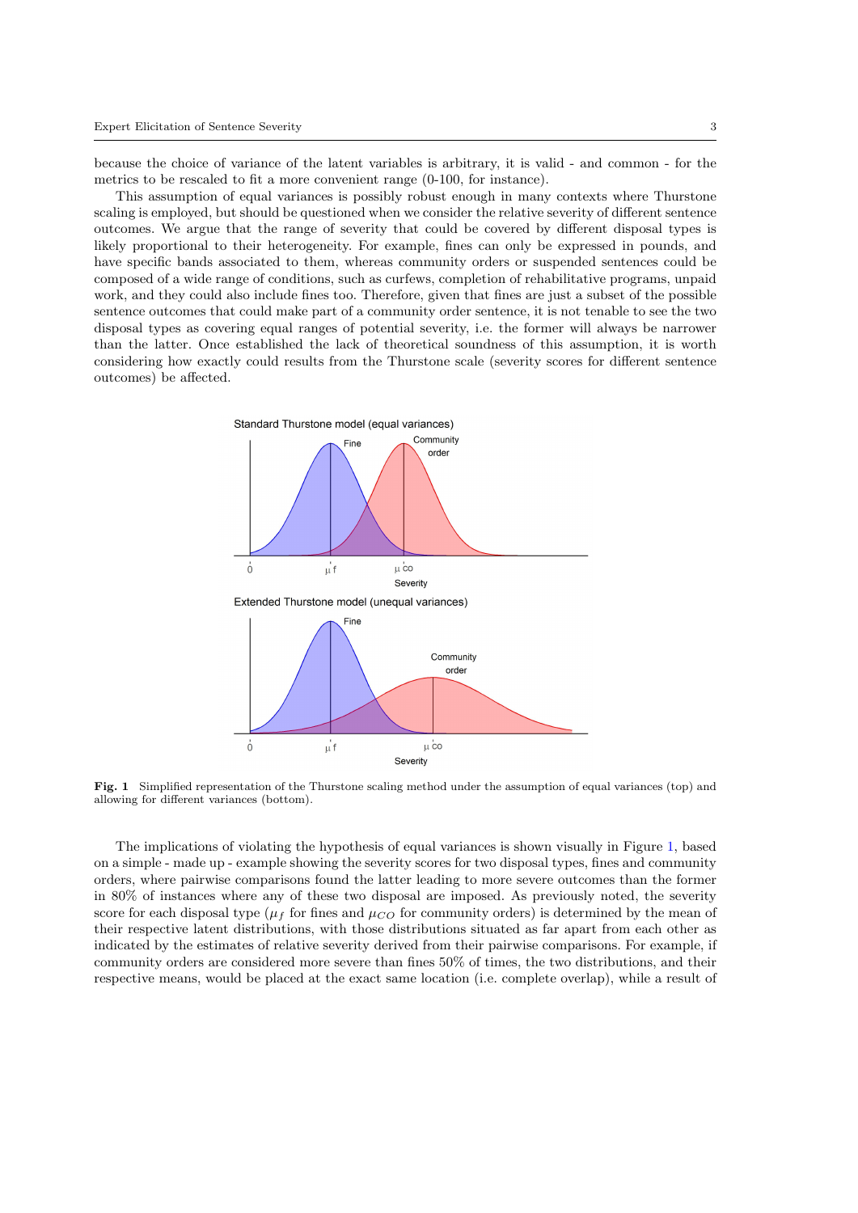because the choice of variance of the latent variables is arbitrary, it is valid - and common - for the metrics to be rescaled to fit a more convenient range (0-100, for instance).

This assumption of equal variances is possibly robust enough in many contexts where Thurstone scaling is employed, but should be questioned when we consider the relative severity of different sentence outcomes. We argue that the range of severity that could be covered by different disposal types is likely proportional to their heterogeneity. For example, fines can only be expressed in pounds, and have specific bands associated to them, whereas community orders or suspended sentences could be composed of a wide range of conditions, such as curfews, completion of rehabilitative programs, unpaid work, and they could also include fines too. Therefore, given that fines are just a subset of the possible sentence outcomes that could make part of a community order sentence, it is not tenable to see the two disposal types as covering equal ranges of potential severity, i.e. the former will always be narrower than the latter. Once established the lack of theoretical soundness of this assumption, it is worth considering how exactly could results from the Thurstone scale (severity scores for different sentence outcomes) be affected.

**Fig. 1** Simplified representation of the Thurstone scaling method under the assumption of equal variances (top) and allowing for different variances (bottom).

The implications of violating the hypothesis of equal variances is shown visually in Figure 1, based on a simple - made up - example showing the severity scores for two disposal types, fines and community orders, where pairwise comparisons found the latter leading to more severe outcomes than the former in 80% of instances where any of these two disposal are imposed. As previously noted, the severity score for each disposal type ($\mu_f$ for fines and $\mu_{CO}$ for community orders) is determined by the mean of their respective latent distributions, with those distributions situated as far apart from each other as indicated by the estimates of relative severity derived from their pairwise comparisons. For example, if community orders are considered more severe than fines 50% of times, the two distributions, and their respective means, would be placed at the exact same location (i.e. complete overlap), while a result of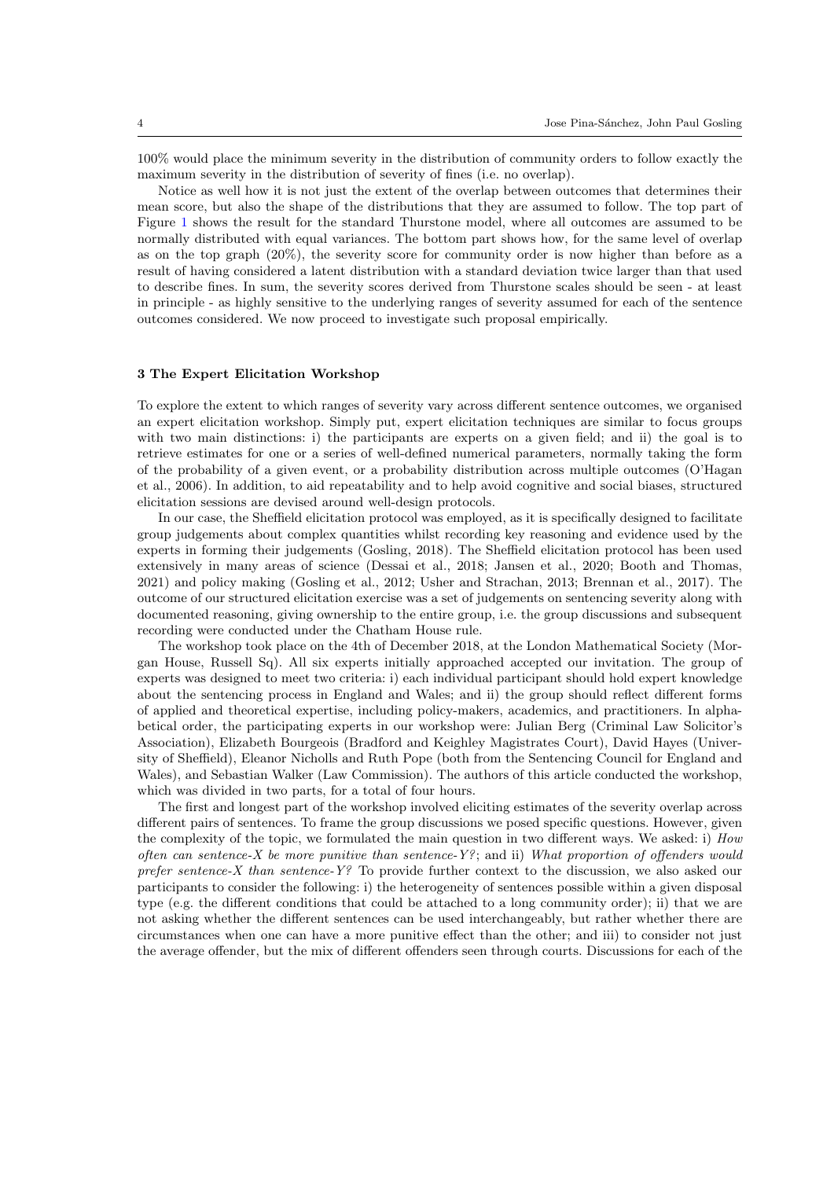100% would place the minimum severity in the distribution of community orders to follow exactly the maximum severity in the distribution of severity of fines (i.e. no overlap).

Notice as well how it is not just the extent of the overlap between outcomes that determines their mean score, but also the shape of the distributions that they are assumed to follow. The top part of Figure 1 shows the result for the standard Thurstone model, where all outcomes are assumed to be normally distributed with equal variances. The bottom part shows how, for the same level of overlap as on the top graph (20%), the severity score for community order is now higher than before as a result of having considered a latent distribution with a standard deviation twice larger than that used to describe fines. In sum, the severity scores derived from Thurstone scales should be seen - at least in principle - as highly sensitive to the underlying ranges of severity assumed for each of the sentence outcomes considered. We now proceed to investigate such proposal empirically.

## 3 The Expert Elicitation Workshop

To explore the extent to which ranges of severity vary across different sentence outcomes, we organised an expert elicitation workshop. Simply put, expert elicitation techniques are similar to focus groups with two main distinctions: i) the participants are experts on a given field; and ii) the goal is to retrieve estimates for one or a series of well-defined numerical parameters, normally taking the form of the probability of a given event, or a probability distribution across multiple outcomes (O'Hagan et al., 2006). In addition, to aid repeatability and to help avoid cognitive and social biases, structured elicitation sessions are devised around well-design protocols.

In our case, the Sheffield elicitation protocol was employed, as it is specifically designed to facilitate group judgements about complex quantities whilst recording key reasoning and evidence used by the experts in forming their judgements (Gosling, 2018). The Sheffield elicitation protocol has been used extensively in many areas of science (Dessai et al., 2018; Jansen et al., 2020; Booth and Thomas, 2021) and policy making (Gosling et al., 2012; Usher and Strachan, 2013; Brennan et al., 2017). The outcome of our structured elicitation exercise was a set of judgements on sentencing severity along with documented reasoning, giving ownership to the entire group, i.e. the group discussions and subsequent recording were conducted under the Chatham House rule.

The workshop took place on the 4th of December 2018, at the London Mathematical Society (Morgan House, Russell Sq). All six experts initially approached accepted our invitation. The group of experts was designed to meet two criteria: i) each individual participant should hold expert knowledge about the sentencing process in England and Wales; and ii) the group should reflect different forms of applied and theoretical expertise, including policy-makers, academics, and practitioners. In alphabetical order, the participating experts in our workshop were: Julian Berg (Criminal Law Solicitor's Association), Elizabeth Bourgeois (Bradford and Keighley Magistrates Court), David Hayes (University of Sheffield), Eleanor Nicholls and Ruth Pope (both from the Sentencing Council for England and Wales), and Sebastian Walker (Law Commission). The authors of this article conducted the workshop, which was divided in two parts, for a total of four hours.

The first and longest part of the workshop involved eliciting estimates of the severity overlap across different pairs of sentences. To frame the group discussions we posed specific questions. However, given the complexity of the topic, we formulated the main question in two different ways. We asked: i) *How often can sentence-X be more punitive than sentence-Y?*; and ii) *What proportion of offenders would prefer sentence-X than sentence-Y?* To provide further context to the discussion, we also asked our participants to consider the following: i) the heterogeneity of sentences possible within a given disposal type (e.g. the different conditions that could be attached to a long community order); ii) that we are not asking whether the different sentences can be used interchangeably, but rather whether there are circumstances when one can have a more punitive effect than the other; and iii) to consider not just the average offender, but the mix of different offenders seen through courts. Discussions for each of the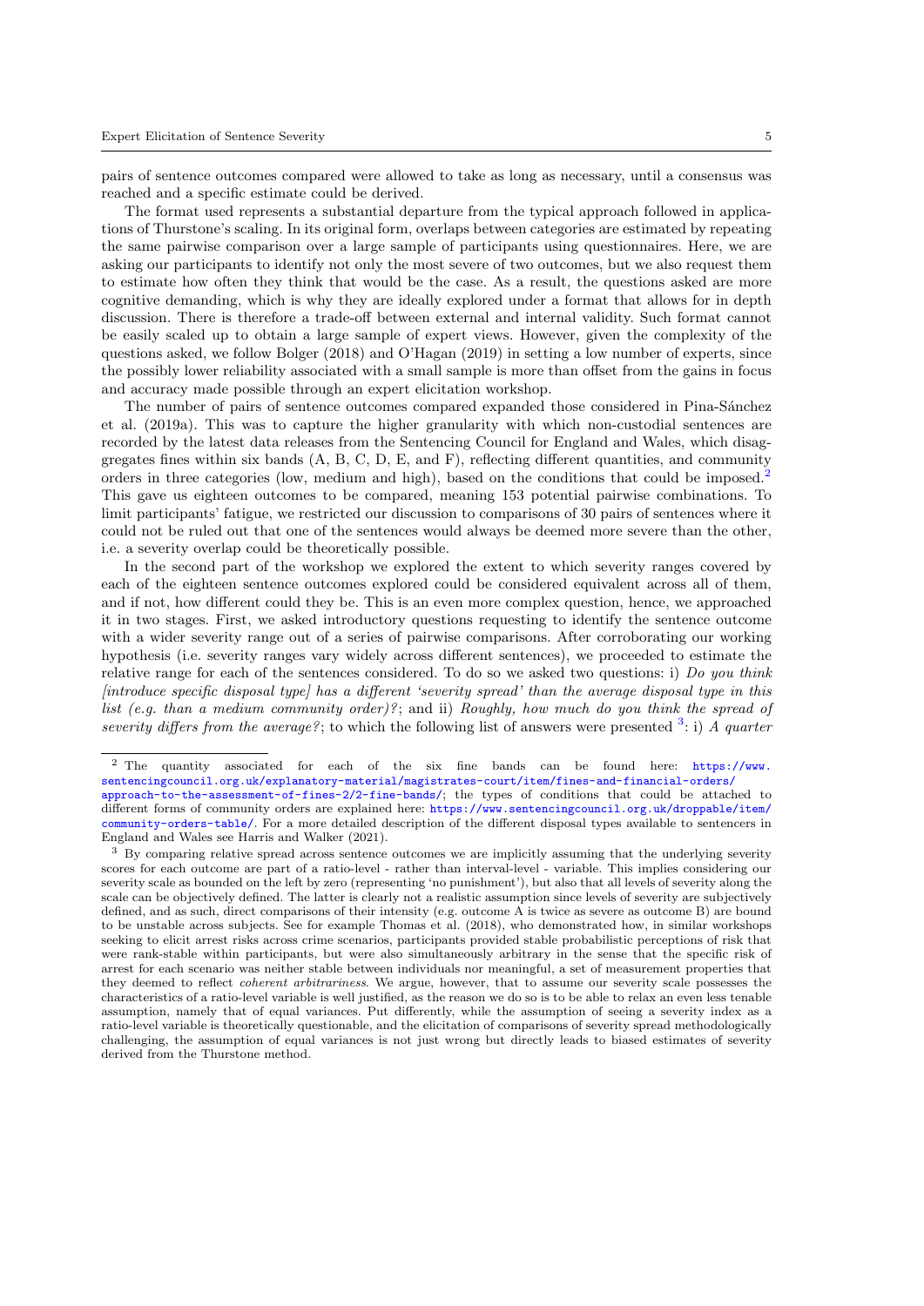pairs of sentence outcomes compared were allowed to take as long as necessary, until a consensus was reached and a specific estimate could be derived.

The format used represents a substantial departure from the typical approach followed in applications of Thurstone's scaling. In its original form, overlaps between categories are estimated by repeating the same pairwise comparison over a large sample of participants using questionnaires. Here, we are asking our participants to identify not only the most severe of two outcomes, but we also request them to estimate how often they think that would be the case. As a result, the questions asked are more cognitive demanding, which is why they are ideally explored under a format that allows for in depth discussion. There is therefore a trade-off between external and internal validity. Such format cannot be easily scaled up to obtain a large sample of expert views. However, given the complexity of the questions asked, we follow Bolger (2018) and O'Hagan (2019) in setting a low number of experts, since the possibly lower reliability associated with a small sample is more than offset from the gains in focus and accuracy made possible through an expert elicitation workshop.

The number of pairs of sentence outcomes compared expanded those considered in Pina-Sánchez et al. (2019a). This was to capture the higher granularity with which non-custodial sentences are recorded by the latest data releases from the Sentencing Council for England and Wales, which disaggregates fines within six bands (A, B, C, D, E, and F), reflecting different quantities, and community orders in three categories (low, medium and high), based on the conditions that could be imposed.[2] This gave us eighteen outcomes to be compared, meaning 153 potential pairwise combinations. To limit participants' fatigue, we restricted our discussion to comparisons of 30 pairs of sentences where it could not be ruled out that one of the sentences would always be deemed more severe than the other, i.e. a severity overlap could be theoretically possible.

In the second part of the workshop we explored the extent to which severity ranges covered by each of the eighteen sentence outcomes explored could be considered equivalent across all of them, and if not, how different could they be. This is an even more complex question, hence, we approached it in two stages. First, we asked introductory questions requesting to identify the sentence outcome with a wider severity range out of a series of pairwise comparisons. After corroborating our working hypothesis (i.e. severity ranges vary widely across different sentences), we proceeded to estimate the relative range for each of the sentences considered. To do so we asked two questions: i) *Do you think [introduce specific disposal type] has a different 'severity spread' than the average disposal type in this list (e.g. than a medium community order)?*; and ii) *Roughly, how much do you think the spread of severity differs from the average?*; to which the following list of answers were presented [3]: i) *A quarter*

---

[2] The quantity associated for each of the six fine bands can be found here: https://www.sentencingcouncil.org.uk/explanatory-material/magistrates-court/item/fines-and-financial-orders/approach-to-the-assessment-of-fines-2/2-fine-bands/; the types of conditions that could be attached to different forms of community orders are explained here: https://www.sentencingcouncil.org.uk/droppable/item/community-orders-table/. For a more detailed description of the different disposal types available to sentencers in England and Wales see Harris and Walker (2021).

[3] By comparing relative spread across sentence outcomes we are implicitly assuming that the underlying severity scores for each outcome are part of a ratio-level - rather than interval-level - variable. This implies considering our severity scale as bounded on the left by zero (representing 'no punishment'), but also that all levels of severity along the scale can be objectively defined. The latter is clearly not a realistic assumption since levels of severity are subjectively defined, and as such, direct comparisons of their intensity (e.g. outcome A is twice as severe as outcome B) are bound to be unstable across subjects. See for example Thomas et al. (2018), who demonstrated how, in similar workshops seeking to elicit arrest risks across crime scenarios, participants provided stable probabilistic perceptions of risk that were rank-stable within participants, but were also simultaneously arbitrary in the sense that the specific risk of arrest for each scenario was neither stable between individuals nor meaningful, a set of measurement properties that they deemed to reflect *coherent arbitrariness*. We argue, however, that to assume our severity scale possesses the characteristics of a ratio-level variable is well justified, as the reason we do so is to be able to relax an even less tenable assumption, namely that of equal variances. Put differently, while the assumption of seeing a severity index as a ratio-level variable is theoretically questionable, and the elicitation of comparisons of severity spread methodologically challenging, the assumption of equal variances is not just wrong but directly leads to biased estimates of severity derived from the Thurstone method.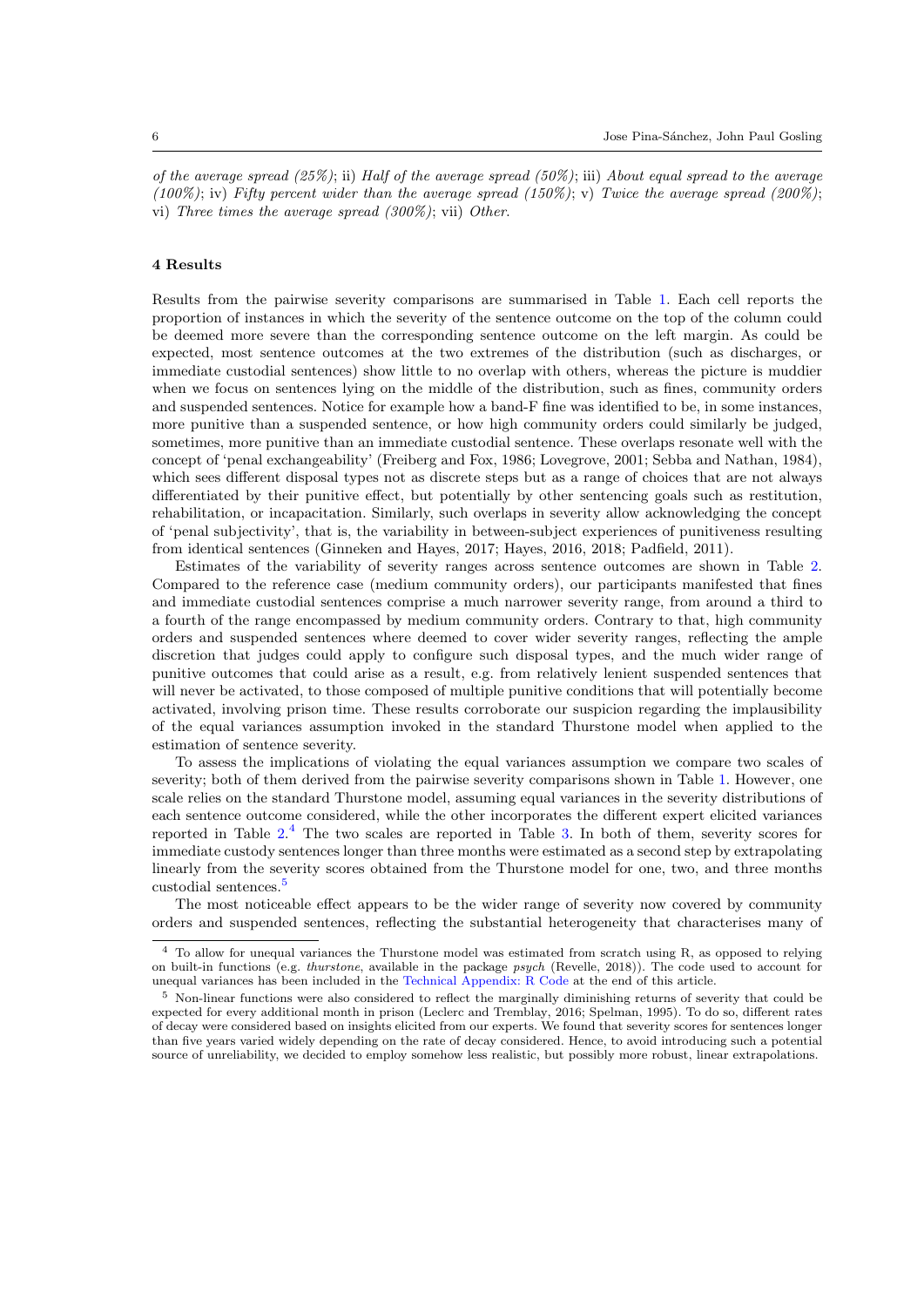*of the average spread (25%)*; ii) *Half of the average spread (50%)*; iii) *About equal spread to the average (100%)*; iv) *Fifty percent wider than the average spread (150%)*; v) *Twice the average spread (200%)*; vi) *Three times the average spread (300%)*; vii) *Other*.

## 4 Results

Results from the pairwise severity comparisons are summarised in Table 1. Each cell reports the proportion of instances in which the severity of the sentence outcome on the top of the column could be deemed more severe than the corresponding sentence outcome on the left margin. As could be expected, most sentence outcomes at the two extremes of the distribution (such as discharges, or immediate custodial sentences) show little to no overlap with others, whereas the picture is muddier when we focus on sentences lying on the middle of the distribution, such as fines, community orders and suspended sentences. Notice for example how a band-F fine was identified to be, in some instances, more punitive than a suspended sentence, or how high community orders could similarly be judged, sometimes, more punitive than an immediate custodial sentence. These overlaps resonate well with the concept of 'penal exchangeability' (Freiberg and Fox, 1986; Lovegrove, 2001; Sebba and Nathan, 1984), which sees different disposal types not as discrete steps but as a range of choices that are not always differentiated by their punitive effect, but potentially by other sentencing goals such as restitution, rehabilitation, or incapacitation. Similarly, such overlaps in severity allow acknowledging the concept of 'penal subjectivity', that is, the variability in between-subject experiences of punitiveness resulting from identical sentences (Ginneken and Hayes, 2017; Hayes, 2016, 2018; Padfield, 2011).

Estimates of the variability of severity ranges across sentence outcomes are shown in Table 2. Compared to the reference case (medium community orders), our participants manifested that fines and immediate custodial sentences comprise a much narrower severity range, from around a third to a fourth of the range encompassed by medium community orders. Contrary to that, high community orders and suspended sentences where deemed to cover wider severity ranges, reflecting the ample discretion that judges could apply to configure such disposal types, and the much wider range of punitive outcomes that could arise as a result, e.g. from relatively lenient suspended sentences that will never be activated, to those composed of multiple punitive conditions that will potentially become activated, involving prison time. These results corroborate our suspicion regarding the implausibility of the equal variances assumption invoked in the standard Thurstone model when applied to the estimation of sentence severity.

To assess the implications of violating the equal variances assumption we compare two scales of severity; both of them derived from the pairwise severity comparisons shown in Table 1. However, one scale relies on the standard Thurstone model, assuming equal variances in the severity distributions of each sentence outcome considered, while the other incorporates the different expert elicited variances reported in Table 2.[4] The two scales are reported in Table 3. In both of them, severity scores for immediate custody sentences longer than three months were estimated as a second step by extrapolating linearly from the severity scores obtained from the Thurstone model for one, two, and three months custodial sentences.[5]

The most noticeable effect appears to be the wider range of severity now covered by community orders and suspended sentences, reflecting the substantial heterogeneity that characterises many of

[4] To allow for unequal variances the Thurstone model was estimated from scratch using R, as opposed to relying on built-in functions (e.g. *thurstone*, available in the package *psych* (Revelle, 2018)). The code used to account for unequal variances has been included in the Technical Appendix: R Code at the end of this article.

[5] Non-linear functions were also considered to reflect the marginally diminishing returns of severity that could be expected for every additional month in prison (Leclerc and Tremblay, 2016; Spelman, 1995). To do so, different rates of decay were considered based on insights elicited from our experts. We found that severity scores for sentences longer than five years varied widely depending on the rate of decay considered. Hence, to avoid introducing such a potential source of unreliability, we decided to employ somehow less realistic, but possibly more robust, linear extrapolations.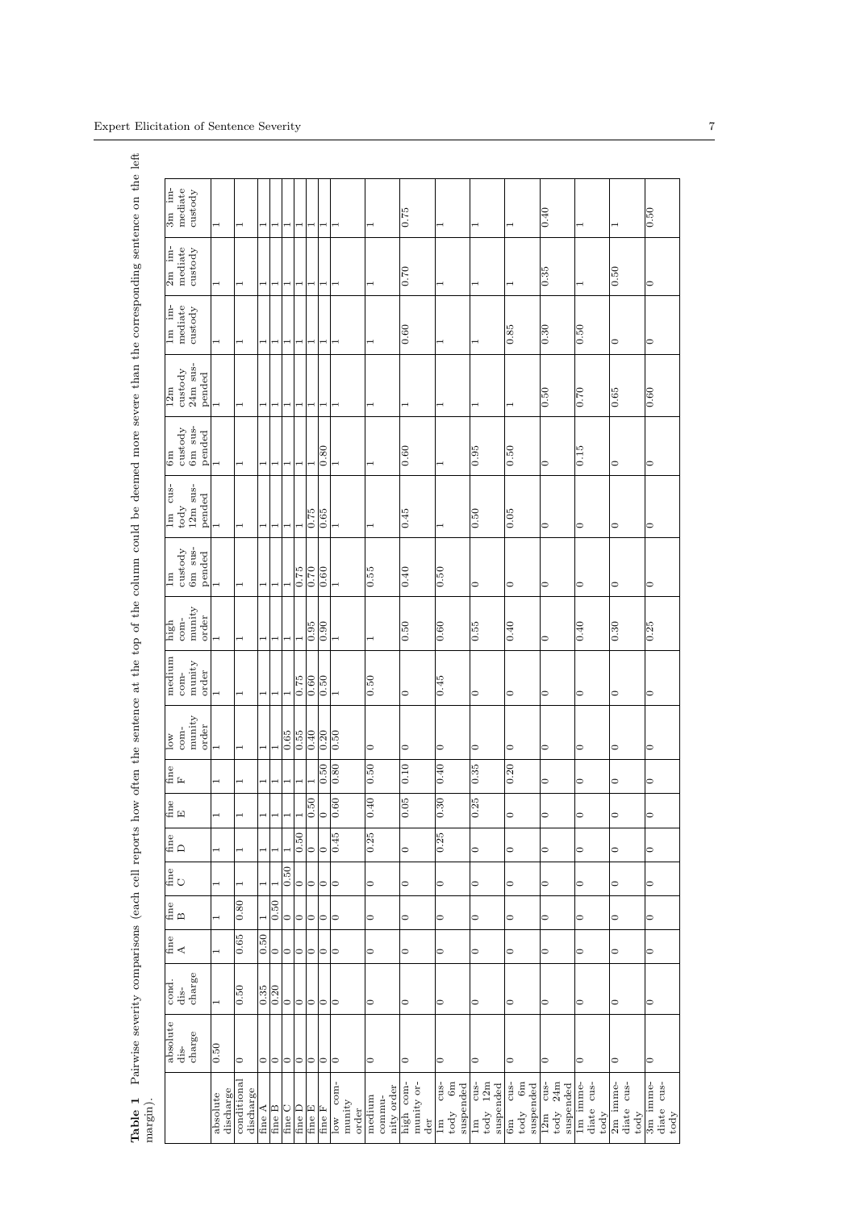**Table 1** Pairwise severity comparisons (each cell reports how often the sentence at the top of the column could be deemed more severe than the corresponding sentence on the left margin).

| | absolute discharge | cond. discharge | fine A | fine B | fine C | fine D | fine E | fine F | low community order | medium community order | high community order | 1m custody 6m suspended | 1m custody 12m suspended | 6m custody 6m suspended | 12m custody 24m suspended | 1m immediate custody | 2m immediate custody | 3m immediate custody |
|---|---|---|---|---|---|---|---|---|---|---|---|---|---|---|---|---|---|---|
| absolute discharge | 0.50 | 1 | 1 | 1 | 1 | 1 | 1 | 1 | 1 | 1 | 1 | 1 | 1 | 1 | 1 | 1 | 1 | 1 |
| conditional discharge | 0 | 0.50 | 0.65 | 0.80 | 1 | 1 | 1 | 1 | 1 | 1 | 1 | 1 | 1 | 1 | 1 | 1 | 1 | 1 |
| fine A | 0 | 0.35 | 0.50 | 1 | 1 | 1 | 1 | 1 | 1 | 1 | 1 | 1 | 1 | 1 | 1 | 1 | 1 | 1 |
| fine B | 0 | 0.20 | 0 | 0.50 | 1 | 1 | 1 | 1 | 1 | 1 | 1 | 1 | 1 | 1 | 1 | 1 | 1 | 1 |
| fine C | 0 | 0 | 0 | 0 | 0.50 | 1 | 1 | 1 | 0.65 | 1 | 1 | 1 | 1 | 1 | 1 | 1 | 1 | 1 |
| fine D | 0 | 0 | 0 | 0 | 0 | 0.50 | 1 | 1 | 0.55 | 0.75 | 1 | 0.75 | 1 | 1 | 1 | 1 | 1 | 1 |
| fine E | 0 | 0 | 0 | 0 | 0 | 0 | 0.50 | 1 | 0.40 | 0.60 | 0.95 | 0.70 | 0.75 | 1 | 1 | 1 | 1 | 1 |
| fine F | 0 | 0 | 0 | 0 | 0 | 0 | 0 | 0.50 | 0.20 | 0.50 | 0.90 | 0.60 | 0.65 | 0.80 | 1 | 1 | 1 | 1 |
| low community order | 0 | 0 | 0 | 0 | 0 | 0.45 | 0.60 | 0.80 | 0.50 | 1 | 1 | 1 | 1 | 1 | 1 | 1 | 1 | 1 |
| medium community order | 0 | 0 | 0 | 0 | 0 | 0.25 | 0.40 | 0.50 | 0 | 0.50 | 1 | 0.55 | 1 | 1 | 1 | 1 | 1 | 1 |
| high community order | 0 | 0 | 0 | 0 | 0 | 0 | 0.05 | 0.10 | 0 | 0 | 0.50 | 0.40 | 0.45 | 0.60 | 1 | 0.60 | 0.70 | 0.75 |
| 1m custody 6m suspended | 0 | 0 | 0 | 0 | 0 | 0.25 | 0.30 | 0.40 | 0 | 0.45 | 0.60 | 0.50 | 1 | 1 | 1 | 1 | 1 | 1 |
| 1m custody 12m suspended | 0 | 0 | 0 | 0 | 0 | 0 | 0.25 | 0.35 | 0 | 0 | 0.55 | 0 | 0.50 | 0.95 | 1 | 1 | 1 | 1 |
| 6m custody 6m suspended | 0 | 0 | 0 | 0 | 0 | 0 | 0 | 0.20 | 0 | 0 | 0.40 | 0 | 0.05 | 0.50 | 1 | 0.85 | 1 | 1 |
| 12m custody 24m suspended | 0 | 0 | 0 | 0 | 0 | 0 | 0 | 0 | 0 | 0 | 0 | 0 | 0 | 0 | 0.50 | 0.30 | 0.35 | 0.40 |
| 1m immediate custody | 0 | 0 | 0 | 0 | 0 | 0 | 0 | 0 | 0 | 0 | 0.40 | 0 | 0 | 0.15 | 0.70 | 0.50 | 1 | 1 |
| 2m immediate custody | 0 | 0 | 0 | 0 | 0 | 0 | 0 | 0 | 0 | 0 | 0.30 | 0 | 0 | 0 | 0.65 | 0 | 0.50 | 1 |
| 3m immediate custody | 0 | 0 | 0 | 0 | 0 | 0 | 0 | 0 | 0 | 0 | 0.25 | 0 | 0 | 0 | 0.60 | 0 | 0 | 0.50 |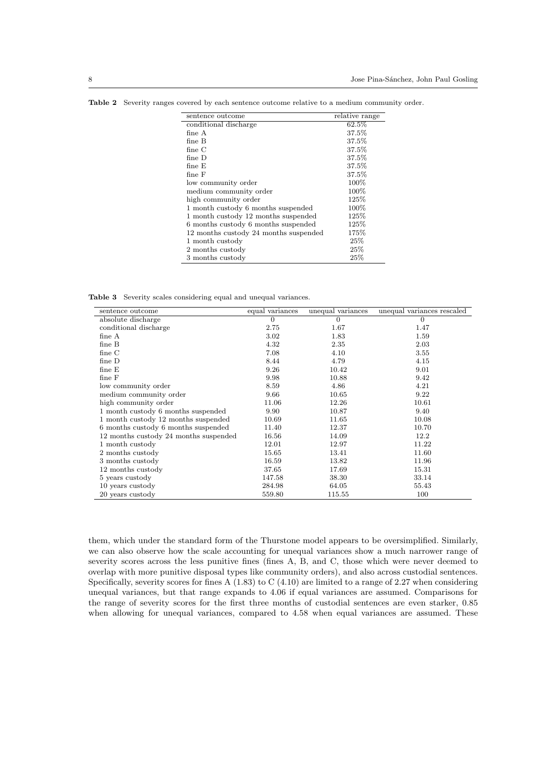**Table 2** Severity ranges covered by each sentence outcome relative to a medium community order.

| sentence outcome | relative range |
|---|---|
| conditional discharge | 62.5% |
| fine A | 37.5% |
| fine B | 37.5% |
| fine C | 37.5% |
| fine D | 37.5% |
| fine E | 37.5% |
| fine F | 37.5% |
| low community order | 100% |
| medium community order | 100% |
| high community order | 125% |
| 1 month custody 6 months suspended | 100% |
| 1 month custody 12 months suspended | 125% |
| 6 months custody 6 months suspended | 125% |
| 12 months custody 24 months suspended | 175% |
| 1 month custody | 25% |
| 2 months custody | 25% |
| 3 months custody | 25% |

**Table 3** Severity scales considering equal and unequal variances.

| sentence outcome | equal variances | unequal variances | unequal variances rescaled |
|---|---|---|---|
| absolute discharge | 0 | 0 | 0 |
| conditional discharge | 2.75 | 1.67 | 1.47 |
| fine A | 3.02 | 1.83 | 1.59 |
| fine B | 4.32 | 2.35 | 2.03 |
| fine C | 7.08 | 4.10 | 3.55 |
| fine D | 8.44 | 4.79 | 4.15 |
| fine E | 9.26 | 10.42 | 9.01 |
| fine F | 9.98 | 10.88 | 9.42 |
| low community order | 8.59 | 4.86 | 4.21 |
| medium community order | 9.66 | 10.65 | 9.22 |
| high community order | 11.06 | 12.26 | 10.61 |
| 1 month custody 6 months suspended | 9.90 | 10.87 | 9.40 |
| 1 month custody 12 months suspended | 10.69 | 11.65 | 10.08 |
| 6 months custody 6 months suspended | 11.40 | 12.37 | 10.70 |
| 12 months custody 24 months suspended | 16.56 | 14.09 | 12.2 |
| 1 month custody | 12.01 | 12.97 | 11.22 |
| 2 months custody | 15.65 | 13.41 | 11.60 |
| 3 months custody | 16.59 | 13.82 | 11.96 |
| 12 months custody | 37.65 | 17.69 | 15.31 |
| 5 years custody | 147.58 | 38.30 | 33.14 |
| 10 years custody | 284.98 | 64.05 | 55.43 |
| 20 years custody | 559.80 | 115.55 | 100 |

them, which under the standard form of the Thurstone model appears to be oversimplified. Similarly, we can also observe how the scale accounting for unequal variances show a much narrower range of severity scores across the less punitive fines (fines A, B, and C, those which were never deemed to overlap with more punitive disposal types like community orders), and also across custodial sentences. Specifically, severity scores for fines A (1.83) to C (4.10) are limited to a range of 2.27 when considering unequal variances, but that range expands to 4.06 if equal variances are assumed. Comparisons for the range of severity scores for the first three months of custodial sentences are even starker, 0.85 when allowing for unequal variances, compared to 4.58 when equal variances are assumed. These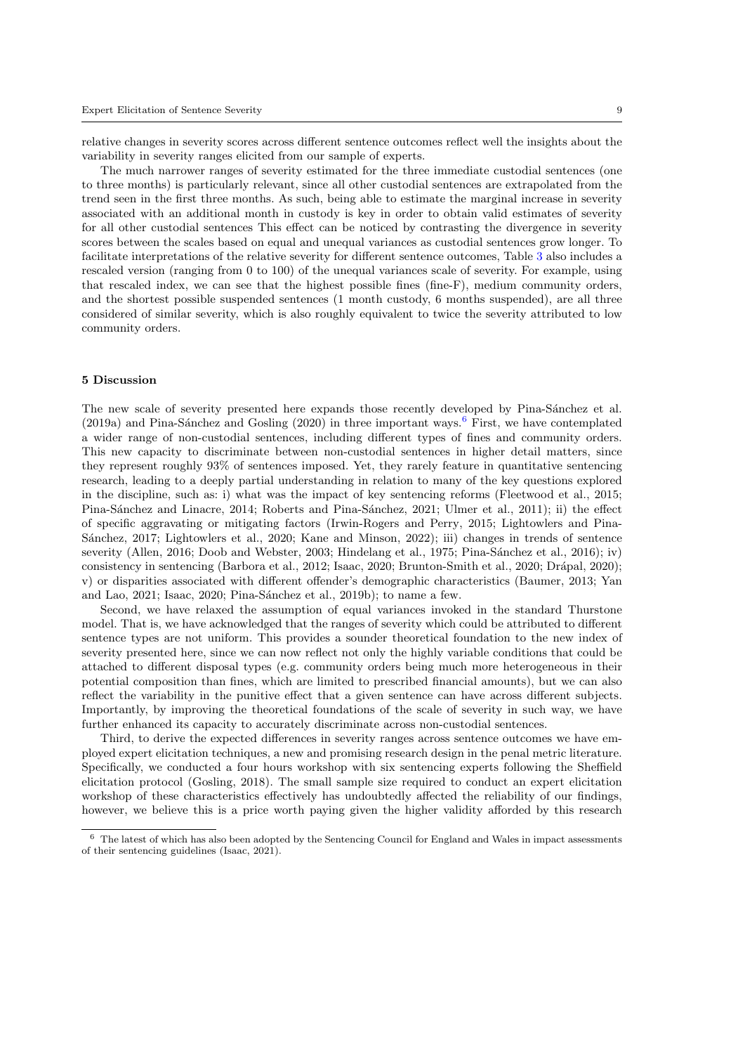relative changes in severity scores across different sentence outcomes reflect well the insights about the variability in severity ranges elicited from our sample of experts.

The much narrower ranges of severity estimated for the three immediate custodial sentences (one to three months) is particularly relevant, since all other custodial sentences are extrapolated from the trend seen in the first three months. As such, being able to estimate the marginal increase in severity associated with an additional month in custody is key in order to obtain valid estimates of severity for all other custodial sentences This effect can be noticed by contrasting the divergence in severity scores between the scales based on equal and unequal variances as custodial sentences grow longer. To facilitate interpretations of the relative severity for different sentence outcomes, Table 3 also includes a rescaled version (ranging from 0 to 100) of the unequal variances scale of severity. For example, using that rescaled index, we can see that the highest possible fines (fine-F), medium community orders, and the shortest possible suspended sentences (1 month custody, 6 months suspended), are all three considered of similar severity, which is also roughly equivalent to twice the severity attributed to low community orders.

## 5 Discussion

The new scale of severity presented here expands those recently developed by Pina-Sánchez et al. (2019a) and Pina-Sánchez and Gosling (2020) in three important ways.[6] First, we have contemplated a wider range of non-custodial sentences, including different types of fines and community orders. This new capacity to discriminate between non-custodial sentences in higher detail matters, since they represent roughly 93% of sentences imposed. Yet, they rarely feature in quantitative sentencing research, leading to a deeply partial understanding in relation to many of the key questions explored in the discipline, such as: i) what was the impact of key sentencing reforms (Fleetwood et al., 2015; Pina-Sánchez and Linacre, 2014; Roberts and Pina-Sánchez, 2021; Ulmer et al., 2011); ii) the effect of specific aggravating or mitigating factors (Irwin-Rogers and Perry, 2015; Lightowlers and Pina-Sánchez, 2017; Lightowlers et al., 2020; Kane and Minson, 2022); iii) changes in trends of sentence severity (Allen, 2016; Doob and Webster, 2003; Hindelang et al., 1975; Pina-Sánchez et al., 2016); iv) consistency in sentencing (Barbora et al., 2012; Isaac, 2020; Brunton-Smith et al., 2020; Drápal, 2020); v) or disparities associated with different offender's demographic characteristics (Baumer, 2013; Yan and Lao, 2021; Isaac, 2020; Pina-Sánchez et al., 2019b); to name a few.

Second, we have relaxed the assumption of equal variances invoked in the standard Thurstone model. That is, we have acknowledged that the ranges of severity which could be attributed to different sentence types are not uniform. This provides a sounder theoretical foundation to the new index of severity presented here, since we can now reflect not only the highly variable conditions that could be attached to different disposal types (e.g. community orders being much more heterogeneous in their potential composition than fines, which are limited to prescribed financial amounts), but we can also reflect the variability in the punitive effect that a given sentence can have across different subjects. Importantly, by improving the theoretical foundations of the scale of severity in such way, we have further enhanced its capacity to accurately discriminate across non-custodial sentences.

Third, to derive the expected differences in severity ranges across sentence outcomes we have employed expert elicitation techniques, a new and promising research design in the penal metric literature. Specifically, we conducted a four hours workshop with six sentencing experts following the Sheffield elicitation protocol (Gosling, 2018). The small sample size required to conduct an expert elicitation workshop of these characteristics effectively has undoubtedly affected the reliability of our findings, however, we believe this is a price worth paying given the higher validity afforded by this research

[6] The latest of which has also been adopted by the Sentencing Council for England and Wales in impact assessments of their sentencing guidelines (Isaac, 2021).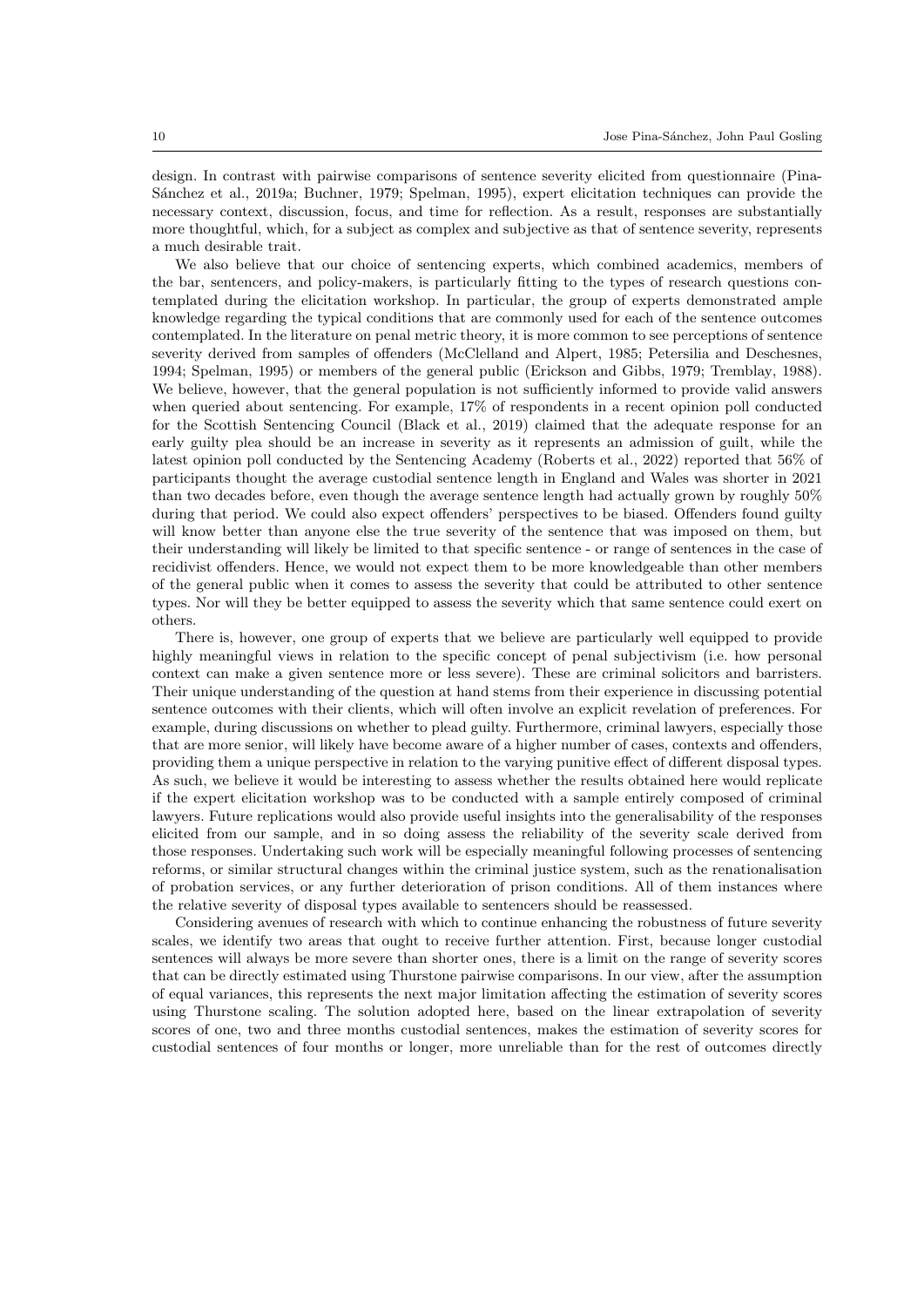design. In contrast with pairwise comparisons of sentence severity elicited from questionnaire (Pina-Sánchez et al., 2019a; Buchner, 1979; Spelman, 1995), expert elicitation techniques can provide the necessary context, discussion, focus, and time for reflection. As a result, responses are substantially more thoughtful, which, for a subject as complex and subjective as that of sentence severity, represents a much desirable trait.

We also believe that our choice of sentencing experts, which combined academics, members of the bar, sentencers, and policy-makers, is particularly fitting to the types of research questions contemplated during the elicitation workshop. In particular, the group of experts demonstrated ample knowledge regarding the typical conditions that are commonly used for each of the sentence outcomes contemplated. In the literature on penal metric theory, it is more common to see perceptions of sentence severity derived from samples of offenders (McClelland and Alpert, 1985; Petersilia and Deschesnes, 1994; Spelman, 1995) or members of the general public (Erickson and Gibbs, 1979; Tremblay, 1988). We believe, however, that the general population is not sufficiently informed to provide valid answers when queried about sentencing. For example, 17% of respondents in a recent opinion poll conducted for the Scottish Sentencing Council (Black et al., 2019) claimed that the adequate response for an early guilty plea should be an increase in severity as it represents an admission of guilt, while the latest opinion poll conducted by the Sentencing Academy (Roberts et al., 2022) reported that 56% of participants thought the average custodial sentence length in England and Wales was shorter in 2021 than two decades before, even though the average sentence length had actually grown by roughly 50% during that period. We could also expect offenders' perspectives to be biased. Offenders found guilty will know better than anyone else the true severity of the sentence that was imposed on them, but their understanding will likely be limited to that specific sentence - or range of sentences in the case of recidivist offenders. Hence, we would not expect them to be more knowledgeable than other members of the general public when it comes to assess the severity that could be attributed to other sentence types. Nor will they be better equipped to assess the severity which that same sentence could exert on others.

There is, however, one group of experts that we believe are particularly well equipped to provide highly meaningful views in relation to the specific concept of penal subjectivism (i.e. how personal context can make a given sentence more or less severe). These are criminal solicitors and barristers. Their unique understanding of the question at hand stems from their experience in discussing potential sentence outcomes with their clients, which will often involve an explicit revelation of preferences. For example, during discussions on whether to plead guilty. Furthermore, criminal lawyers, especially those that are more senior, will likely have become aware of a higher number of cases, contexts and offenders, providing them a unique perspective in relation to the varying punitive effect of different disposal types. As such, we believe it would be interesting to assess whether the results obtained here would replicate if the expert elicitation workshop was to be conducted with a sample entirely composed of criminal lawyers. Future replications would also provide useful insights into the generalisability of the responses elicited from our sample, and in so doing assess the reliability of the severity scale derived from those responses. Undertaking such work will be especially meaningful following processes of sentencing reforms, or similar structural changes within the criminal justice system, such as the renationalisation of probation services, or any further deterioration of prison conditions. All of them instances where the relative severity of disposal types available to sentencers should be reassessed.

Considering avenues of research with which to continue enhancing the robustness of future severity scales, we identify two areas that ought to receive further attention. First, because longer custodial sentences will always be more severe than shorter ones, there is a limit on the range of severity scores that can be directly estimated using Thurstone pairwise comparisons. In our view, after the assumption of equal variances, this represents the next major limitation affecting the estimation of severity scores using Thurstone scaling. The solution adopted here, based on the linear extrapolation of severity scores of one, two and three months custodial sentences, makes the estimation of severity scores for custodial sentences of four months or longer, more unreliable than for the rest of outcomes directly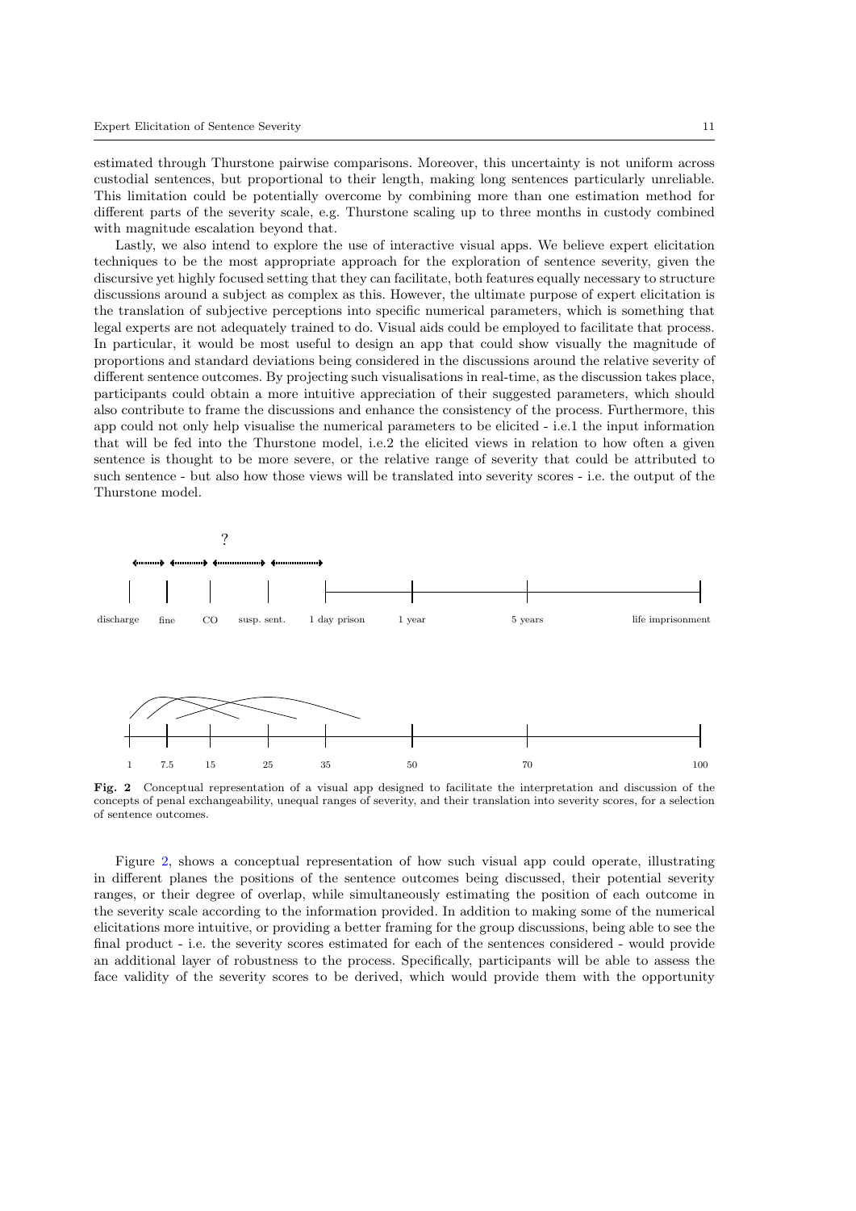estimated through Thurstone pairwise comparisons. Moreover, this uncertainty is not uniform across custodial sentences, but proportional to their length, making long sentences particularly unreliable. This limitation could be potentially overcome by combining more than one estimation method for different parts of the severity scale, e.g. Thurstone scaling up to three months in custody combined with magnitude escalation beyond that.

Lastly, we also intend to explore the use of interactive visual apps. We believe expert elicitation techniques to be the most appropriate approach for the exploration of sentence severity, given the discursive yet highly focused setting that they can facilitate, both features equally necessary to structure discussions around a subject as complex as this. However, the ultimate purpose of expert elicitation is the translation of subjective perceptions into specific numerical parameters, which is something that legal experts are not adequately trained to do. Visual aids could be employed to facilitate that process. In particular, it would be most useful to design an app that could show visually the magnitude of proportions and standard deviations being considered in the discussions around the relative severity of different sentence outcomes. By projecting such visualisations in real-time, as the discussion takes place, participants could obtain a more intuitive appreciation of their suggested parameters, which should also contribute to frame the discussions and enhance the consistency of the process. Furthermore, this app could not only help visualise the numerical parameters to be elicited - i.e.1 the input information that will be fed into the Thurstone model, i.e.2 the elicited views in relation to how often a given sentence is thought to be more severe, or the relative range of severity that could be attributed to such sentence - but also how those views will be translated into severity scores - i.e. the output of the Thurstone model.

?

discharge fine CO susp. sent. 1 day prison 1 year 5 years life imprisonment

1 7.5 15 25 35 50 70 100

**Fig. 2** Conceptual representation of a visual app designed to facilitate the interpretation and discussion of the concepts of penal exchangeability, unequal ranges of severity, and their translation into severity scores, for a selection of sentence outcomes.

Figure 2, shows a conceptual representation of how such visual app could operate, illustrating in different planes the positions of the sentence outcomes being discussed, their potential severity ranges, or their degree of overlap, while simultaneously estimating the position of each outcome in the severity scale according to the information provided. In addition to making some of the numerical elicitations more intuitive, or providing a better framing for the group discussions, being able to see the final product - i.e. the severity scores estimated for each of the sentences considered - would provide an additional layer of robustness to the process. Specifically, participants will be able to assess the face validity of the severity scores to be derived, which would provide them with the opportunity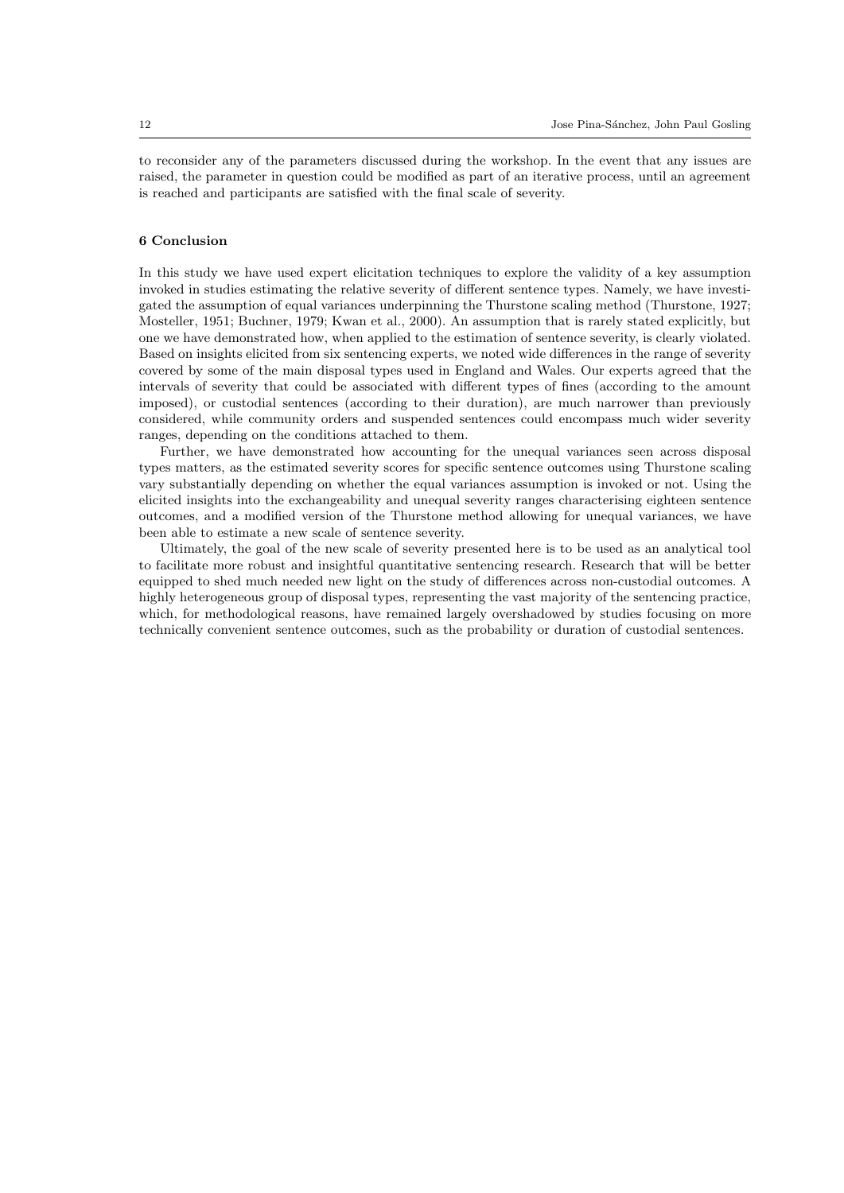to reconsider any of the parameters discussed during the workshop. In the event that any issues are raised, the parameter in question could be modified as part of an iterative process, until an agreement is reached and participants are satisfied with the final scale of severity.

## 6 Conclusion

In this study we have used expert elicitation techniques to explore the validity of a key assumption invoked in studies estimating the relative severity of different sentence types. Namely, we have investigated the assumption of equal variances underpinning the Thurstone scaling method (Thurstone, 1927; Mosteller, 1951; Buchner, 1979; Kwan et al., 2000). An assumption that is rarely stated explicitly, but one we have demonstrated how, when applied to the estimation of sentence severity, is clearly violated. Based on insights elicited from six sentencing experts, we noted wide differences in the range of severity covered by some of the main disposal types used in England and Wales. Our experts agreed that the intervals of severity that could be associated with different types of fines (according to the amount imposed), or custodial sentences (according to their duration), are much narrower than previously considered, while community orders and suspended sentences could encompass much wider severity ranges, depending on the conditions attached to them.

Further, we have demonstrated how accounting for the unequal variances seen across disposal types matters, as the estimated severity scores for specific sentence outcomes using Thurstone scaling vary substantially depending on whether the equal variances assumption is invoked or not. Using the elicited insights into the exchangeability and unequal severity ranges characterising eighteen sentence outcomes, and a modified version of the Thurstone method allowing for unequal variances, we have been able to estimate a new scale of sentence severity.

Ultimately, the goal of the new scale of severity presented here is to be used as an analytical tool to facilitate more robust and insightful quantitative sentencing research. Research that will be better equipped to shed much needed new light on the study of differences across non-custodial outcomes. A highly heterogeneous group of disposal types, representing the vast majority of the sentencing practice, which, for methodological reasons, have remained largely overshadowed by studies focusing on more technically convenient sentence outcomes, such as the probability or duration of custodial sentences.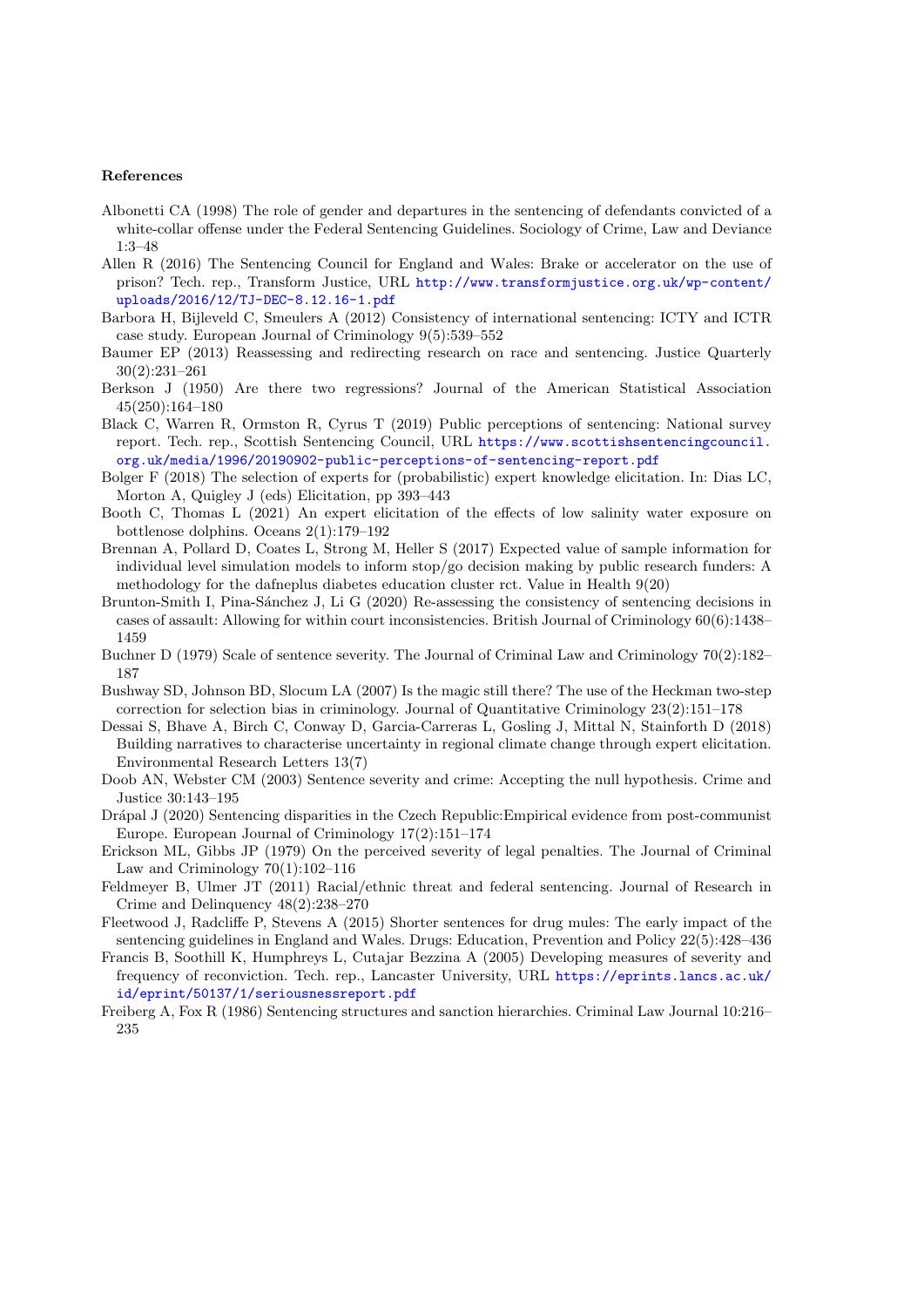**References**

Albonetti CA (1998) The role of gender and departures in the sentencing of defendants convicted of a white-collar offense under the Federal Sentencing Guidelines. Sociology of Crime, Law and Deviance 1:3–48

Allen R (2016) The Sentencing Council for England and Wales: Brake or accelerator on the use of prison? Tech. rep., Transform Justice, URL http://www.transformjustice.org.uk/wp-content/uploads/2016/12/TJ-DEC-8.12.16-1.pdf

Barbora H, Bijleveld C, Smeulers A (2012) Consistency of international sentencing: ICTY and ICTR case study. European Journal of Criminology 9(5):539–552

Baumer EP (2013) Reassessing and redirecting research on race and sentencing. Justice Quarterly 30(2):231–261

Berkson J (1950) Are there two regressions? Journal of the American Statistical Association 45(250):164–180

Black C, Warren R, Ormston R, Cyrus T (2019) Public perceptions of sentencing: National survey report. Tech. rep., Scottish Sentencing Council, URL https://www.scottishsentencingcouncil.org.uk/media/1996/20190902-public-perceptions-of-sentencing-report.pdf

Bolger F (2018) The selection of experts for (probabilistic) expert knowledge elicitation. In: Dias LC, Morton A, Quigley J (eds) Elicitation, pp 393–443

Booth C, Thomas L (2021) An expert elicitation of the effects of low salinity water exposure on bottlenose dolphins. Oceans 2(1):179–192

Brennan A, Pollard D, Coates L, Strong M, Heller S (2017) Expected value of sample information for individual level simulation models to inform stop/go decision making by public research funders: A methodology for the dafneplus diabetes education cluster rct. Value in Health 9(20)

Brunton-Smith I, Pina-Sánchez J, Li G (2020) Re-assessing the consistency of sentencing decisions in cases of assault: Allowing for within court inconsistencies. British Journal of Criminology 60(6):1438–1459

Buchner D (1979) Scale of sentence severity. The Journal of Criminal Law and Criminology 70(2):182–187

Bushway SD, Johnson BD, Slocum LA (2007) Is the magic still there? The use of the Heckman two-step correction for selection bias in criminology. Journal of Quantitative Criminology 23(2):151–178

Dessai S, Bhave A, Birch C, Conway D, Garcia-Carreras L, Gosling J, Mittal N, Stainforth D (2018) Building narratives to characterise uncertainty in regional climate change through expert elicitation. Environmental Research Letters 13(7)

Doob AN, Webster CM (2003) Sentence severity and crime: Accepting the null hypothesis. Crime and Justice 30:143–195

Drápal J (2020) Sentencing disparities in the Czech Republic:Empirical evidence from post-communist Europe. European Journal of Criminology 17(2):151–174

Erickson ML, Gibbs JP (1979) On the perceived severity of legal penalties. The Journal of Criminal Law and Criminology 70(1):102–116

Feldmeyer B, Ulmer JT (2011) Racial/ethnic threat and federal sentencing. Journal of Research in Crime and Delinquency 48(2):238–270

Fleetwood J, Radcliffe P, Stevens A (2015) Shorter sentences for drug mules: The early impact of the sentencing guidelines in England and Wales. Drugs: Education, Prevention and Policy 22(5):428–436

Francis B, Soothill K, Humphreys L, Cutajar Bezzina A (2005) Developing measures of severity and frequency of reconviction. Tech. rep., Lancaster University, URL https://eprints.lancs.ac.uk/id/eprint/50137/1/seriousnessreport.pdf

Freiberg A, Fox R (1986) Sentencing structures and sanction hierarchies. Criminal Law Journal 10:216–235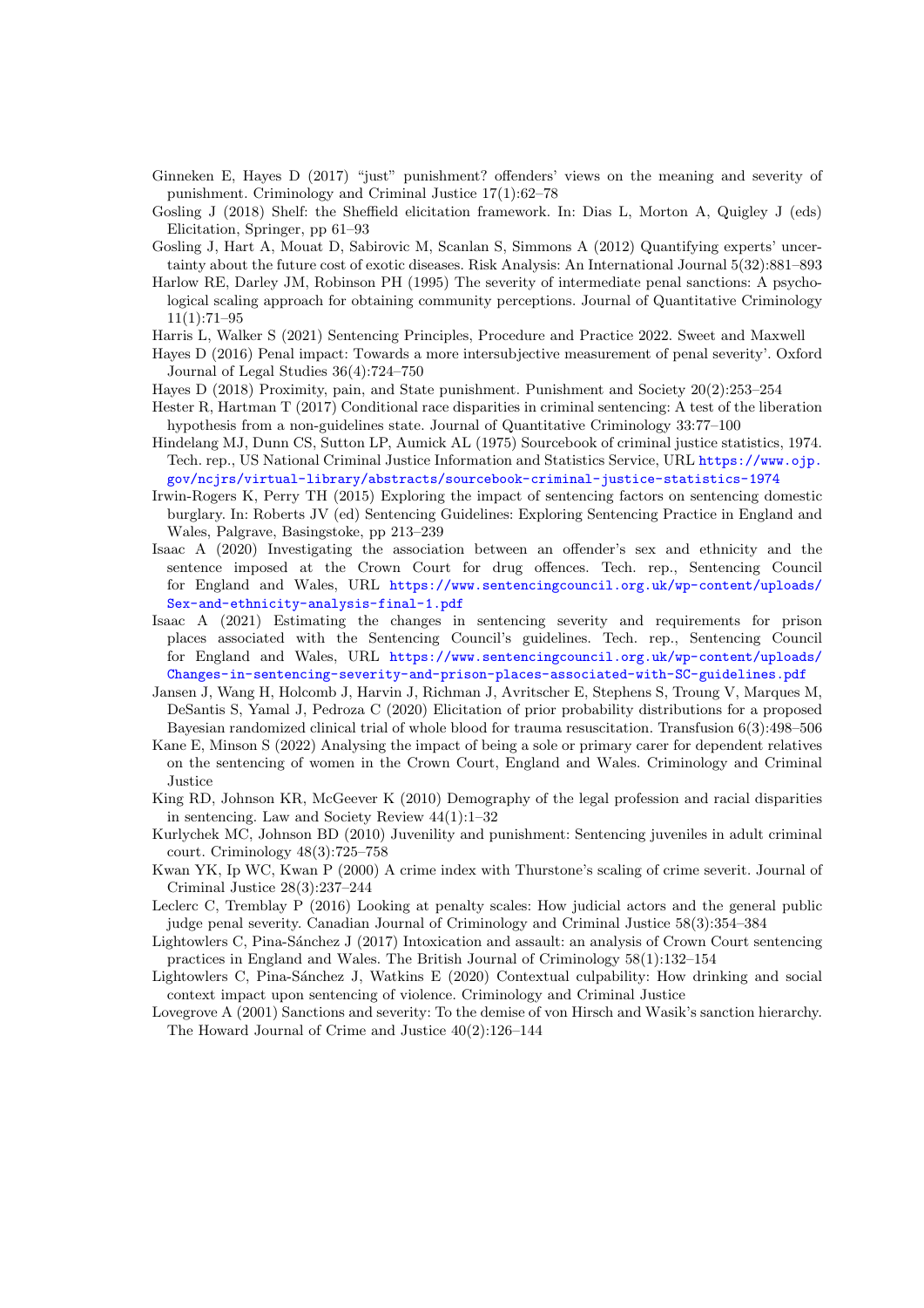Ginneken E, Hayes D (2017) "just" punishment? offenders' views on the meaning and severity of punishment. Criminology and Criminal Justice 17(1):62–78

Gosling J (2018) Shelf: the Sheffield elicitation framework. In: Dias L, Morton A, Quigley J (eds) Elicitation, Springer, pp 61–93

Gosling J, Hart A, Mouat D, Sabirovic M, Scanlan S, Simmons A (2012) Quantifying experts' uncertainty about the future cost of exotic diseases. Risk Analysis: An International Journal 5(32):881–893

Harlow RE, Darley JM, Robinson PH (1995) The severity of intermediate penal sanctions: A psychological scaling approach for obtaining community perceptions. Journal of Quantitative Criminology 11(1):71–95

Harris L, Walker S (2021) Sentencing Principles, Procedure and Practice 2022. Sweet and Maxwell

Hayes D (2016) Penal impact: Towards a more intersubjective measurement of penal severity'. Oxford Journal of Legal Studies 36(4):724–750

Hayes D (2018) Proximity, pain, and State punishment. Punishment and Society 20(2):253–254

Hester R, Hartman T (2017) Conditional race disparities in criminal sentencing: A test of the liberation hypothesis from a non-guidelines state. Journal of Quantitative Criminology 33:77–100

Hindelang MJ, Dunn CS, Sutton LP, Aumick AL (1975) Sourcebook of criminal justice statistics, 1974. Tech. rep., US National Criminal Justice Information and Statistics Service, URL https://www.ojp.gov/ncjrs/virtual-library/abstracts/sourcebook-criminal-justice-statistics-1974

Irwin-Rogers K, Perry TH (2015) Exploring the impact of sentencing factors on sentencing domestic burglary. In: Roberts JV (ed) Sentencing Guidelines: Exploring Sentencing Practice in England and Wales, Palgrave, Basingstoke, pp 213–239

Isaac A (2020) Investigating the association between an offender's sex and ethnicity and the sentence imposed at the Crown Court for drug offences. Tech. rep., Sentencing Council for England and Wales, URL https://www.sentencingcouncil.org.uk/wp-content/uploads/Sex-and-ethnicity-analysis-final-1.pdf

Isaac A (2021) Estimating the changes in sentencing severity and requirements for prison places associated with the Sentencing Council's guidelines. Tech. rep., Sentencing Council for England and Wales, URL https://www.sentencingcouncil.org.uk/wp-content/uploads/Changes-in-sentencing-severity-and-prison-places-associated-with-SC-guidelines.pdf

Jansen J, Wang H, Holcomb J, Harvin J, Richman J, Avritscher E, Stephens S, Troung V, Marques M, DeSantis S, Yamal J, Pedroza C (2020) Elicitation of prior probability distributions for a proposed Bayesian randomized clinical trial of whole blood for trauma resuscitation. Transfusion 6(3):498–506

Kane E, Minson S (2022) Analysing the impact of being a sole or primary carer for dependent relatives on the sentencing of women in the Crown Court, England and Wales. Criminology and Criminal Justice

King RD, Johnson KR, McGeever K (2010) Demography of the legal profession and racial disparities in sentencing. Law and Society Review 44(1):1–32

Kurlychek MC, Johnson BD (2010) Juvenility and punishment: Sentencing juveniles in adult criminal court. Criminology 48(3):725–758

Kwan YK, Ip WC, Kwan P (2000) A crime index with Thurstone's scaling of crime severit. Journal of Criminal Justice 28(3):237–244

Leclerc C, Tremblay P (2016) Looking at penalty scales: How judicial actors and the general public judge penal severity. Canadian Journal of Criminology and Criminal Justice 58(3):354–384

Lightowlers C, Pina-Sánchez J (2017) Intoxication and assault: an analysis of Crown Court sentencing practices in England and Wales. The British Journal of Criminology 58(1):132–154

Lightowlers C, Pina-Sánchez J, Watkins E (2020) Contextual culpability: How drinking and social context impact upon sentencing of violence. Criminology and Criminal Justice

Lovegrove A (2001) Sanctions and severity: To the demise of von Hirsch and Wasik's sanction hierarchy. The Howard Journal of Crime and Justice 40(2):126–144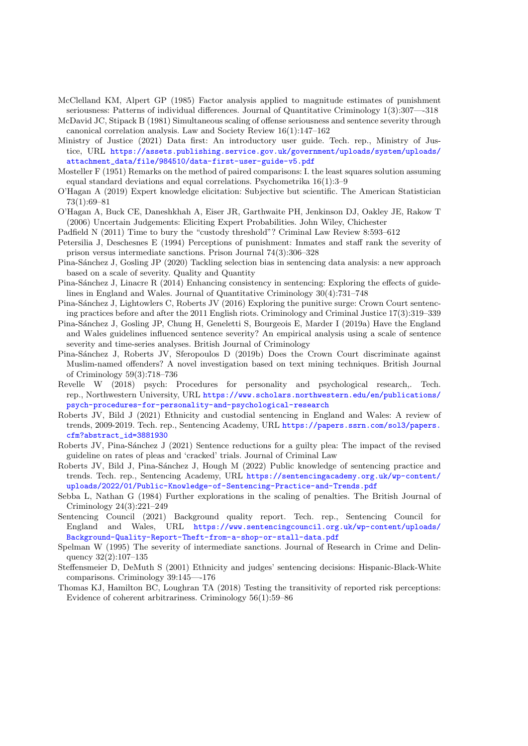McClelland KM, Alpert GP (1985) Factor analysis applied to magnitude estimates of punishment seriousness: Patterns of individual differences. Journal of Quantitative Criminology 1(3):307—-318

McDavid JC, Stipack B (1981) Simultaneous scaling of offense seriousness and sentence severity through canonical correlation analysis. Law and Society Review 16(1):147–162

Ministry of Justice (2021) Data first: An introductory user guide. Tech. rep., Ministry of Justice, URL https://assets.publishing.service.gov.uk/government/uploads/system/uploads/attachment_data/file/984510/data-first-user-guide-v5.pdf

Mosteller F (1951) Remarks on the method of paired comparisons: I. the least squares solution assuming equal standard deviations and equal correlations. Psychometrika 16(1):3–9

O'Hagan A (2019) Expert knowledge elicitation: Subjective but scientific. The American Statistician 73(1):69–81

O'Hagan A, Buck CE, Daneshkhah A, Eiser JR, Garthwaite PH, Jenkinson DJ, Oakley JE, Rakow T (2006) Uncertain Judgements: Eliciting Expert Probabilities. John Wiley, Chichester

Padfield N (2011) Time to bury the "custody threshold"? Criminal Law Review 8:593–612

Petersilia J, Deschesnes E (1994) Perceptions of punishment: Inmates and staff rank the severity of prison versus intermediate sanctions. Prison Journal 74(3):306–328

Pina-Sánchez J, Gosling JP (2020) Tackling selection bias in sentencing data analysis: a new approach based on a scale of severity. Quality and Quantity

Pina-Sánchez J, Linacre R (2014) Enhancing consistency in sentencing: Exploring the effects of guidelines in England and Wales. Journal of Quantitative Criminology 30(4):731–748

Pina-Sánchez J, Lightowlers C, Roberts JV (2016) Exploring the punitive surge: Crown Court sentencing practices before and after the 2011 English riots. Criminology and Criminal Justice 17(3):319–339

Pina-Sánchez J, Gosling JP, Chung H, Geneletti S, Bourgeois E, Marder I (2019a) Have the England and Wales guidelines influenced sentence severity? An empirical analysis using a scale of sentence severity and time-series analyses. British Journal of Criminology

Pina-Sánchez J, Roberts JV, Sferopoulos D (2019b) Does the Crown Court discriminate against Muslim-named offenders? A novel investigation based on text mining techniques. British Journal of Criminology 59(3):718–736

Revelle W (2018) psych: Procedures for personality and psychological research,. Tech. rep., Northwestern University, URL https://www.scholars.northwestern.edu/en/publications/psych-procedures-for-personality-and-psychological-research

Roberts JV, Bild J (2021) Ethnicity and custodial sentencing in England and Wales: A review of trends, 2009-2019. Tech. rep., Sentencing Academy, URL https://papers.ssrn.com/sol3/papers.cfm?abstract_id=3881930

Roberts JV, Pina-Sánchez J (2021) Sentence reductions for a guilty plea: The impact of the revised guideline on rates of pleas and 'cracked' trials. Journal of Criminal Law

Roberts JV, Bild J, Pina-Sánchez J, Hough M (2022) Public knowledge of sentencing practice and trends. Tech. rep., Sentencing Academy, URL https://sentencingacademy.org.uk/wp-content/uploads/2022/01/Public-Knowledge-of-Sentencing-Practice-and-Trends.pdf

Sebba L, Nathan G (1984) Further explorations in the scaling of penalties. The British Journal of Criminology 24(3):221–249

Sentencing Council (2021) Background quality report. Tech. rep., Sentencing Council for England and Wales, URL https://www.sentencingcouncil.org.uk/wp-content/uploads/Background-Quality-Report-Theft-from-a-shop-or-stall-data.pdf

Spelman W (1995) The severity of intermediate sanctions. Journal of Research in Crime and Delinquency 32(2):107–135

Steffensmeier D, DeMuth S (2001) Ethnicity and judges' sentencing decisions: Hispanic-Black-White comparisons. Criminology 39:145—-176

Thomas KJ, Hamilton BC, Loughran TA (2018) Testing the transitivity of reported risk perceptions: Evidence of coherent arbitrariness. Criminology 56(1):59–86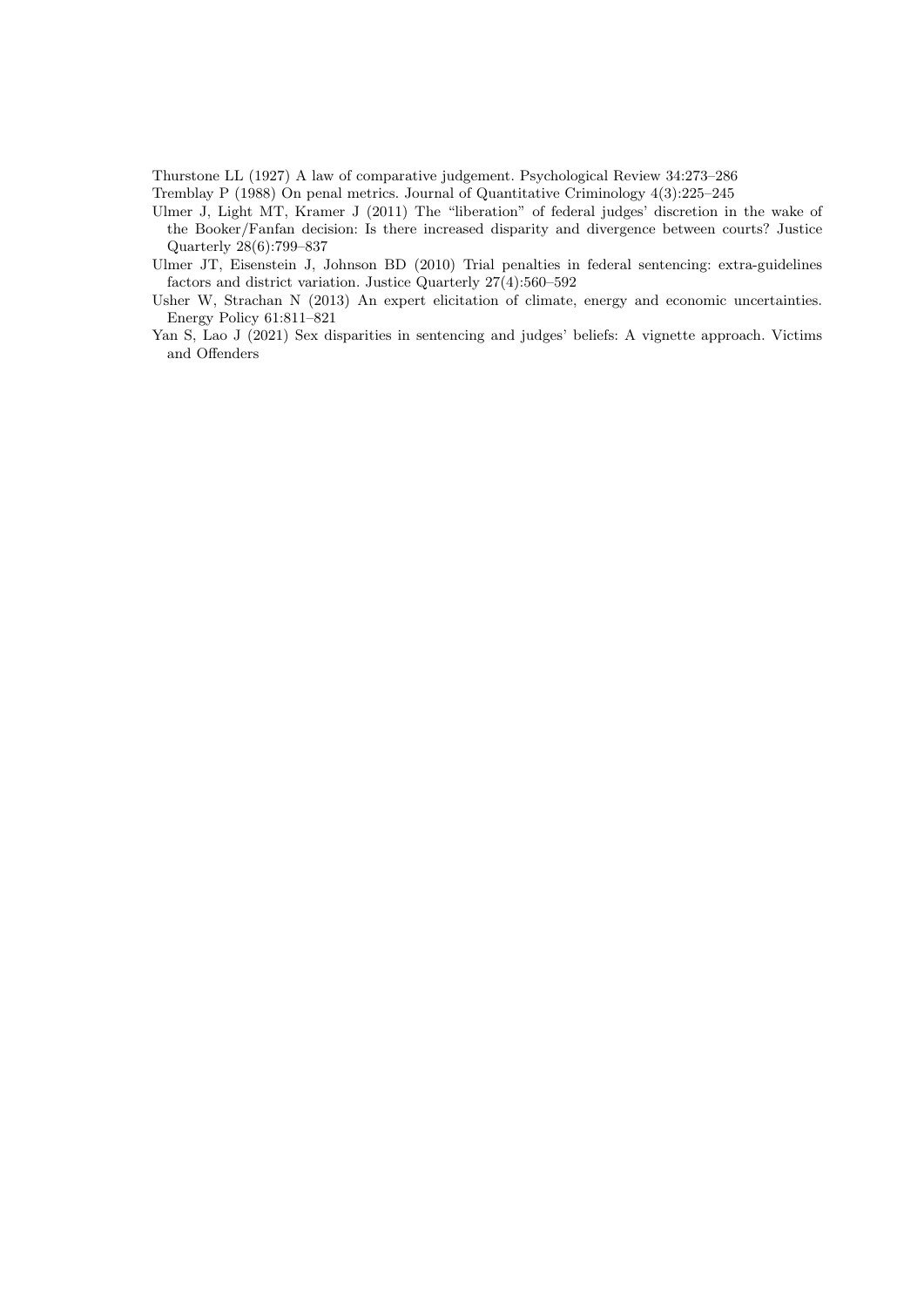Thurstone LL (1927) A law of comparative judgement. Psychological Review 34:273–286

Tremblay P (1988) On penal metrics. Journal of Quantitative Criminology 4(3):225–245

Ulmer J, Light MT, Kramer J (2011) The "liberation" of federal judges' discretion in the wake of the Booker/Fanfan decision: Is there increased disparity and divergence between courts? Justice Quarterly 28(6):799–837

Ulmer JT, Eisenstein J, Johnson BD (2010) Trial penalties in federal sentencing: extra-guidelines factors and district variation. Justice Quarterly 27(4):560–592

Usher W, Strachan N (2013) An expert elicitation of climate, energy and economic uncertainties. Energy Policy 61:811–821

Yan S, Lao J (2021) Sex disparities in sentencing and judges' beliefs: A vignette approach. Victims and Offenders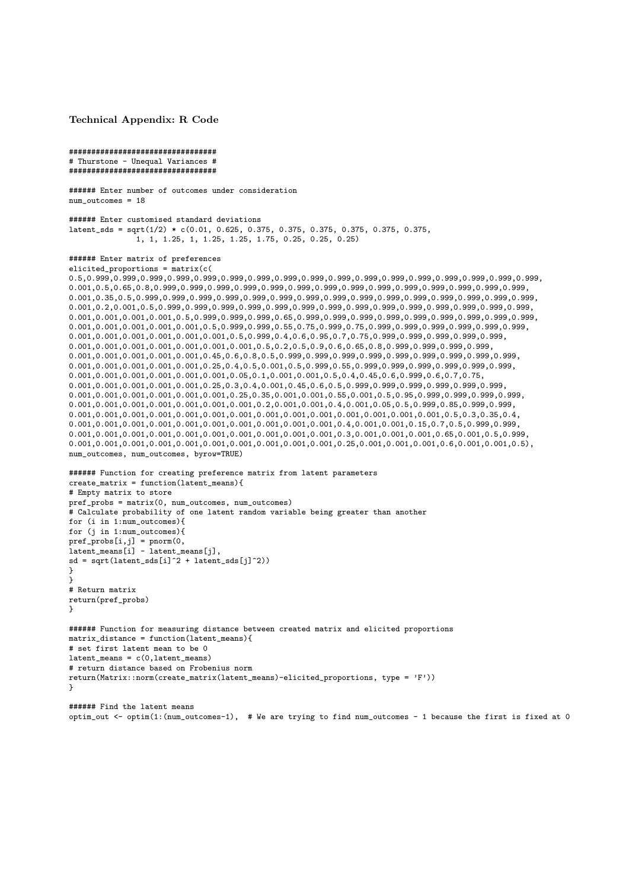**Technical Appendix: R Code**

```
#################################
# Thurstone - Unequal Variances #
#################################

###### Enter number of outcomes under consideration
num_outcomes = 18

###### Enter customised standard deviations
latent_sds = sqrt(1/2) * c(0.01, 0.625, 0.375, 0.375, 0.375, 0.375, 0.375, 0.375,
              1, 1, 1.25, 1, 1.25, 1.25, 1.75, 0.25, 0.25, 0.25)

###### Enter matrix of preferences
elicited_proportions = matrix(c(
0.5,0.999,0.999,0.999,0.999,0.999,0.999,0.999,0.999,0.999,0.999,0.999,0.999,0.999,0.999,0.999,0.999,0.999,
0.001,0.5,0.65,0.8,0.999,0.999,0.999,0.999,0.999,0.999,0.999,0.999,0.999,0.999,0.999,0.999,0.999,0.999,
0.001,0.35,0.5,0.999,0.999,0.999,0.999,0.999,0.999,0.999,0.999,0.999,0.999,0.999,0.999,0.999,0.999,0.999,
0.001,0.2,0.001,0.5,0.999,0.999,0.999,0.999,0.999,0.999,0.999,0.999,0.999,0.999,0.999,0.999,0.999,0.999,
0.001,0.001,0.001,0.001,0.5,0.999,0.999,0.999,0.65,0.999,0.999,0.999,0.999,0.999,0.999,0.999,0.999,0.999,
0.001,0.001,0.001,0.001,0.001,0.5,0.999,0.999,0.55,0.75,0.999,0.75,0.999,0.999,0.999,0.999,0.999,0.999,
0.001,0.001,0.001,0.001,0.001,0.001,0.5,0.999,0.4,0.6,0.95,0.7,0.75,0.999,0.999,0.999,0.999,0.999,
0.001,0.001,0.001,0.001,0.001,0.001,0.001,0.5,0.2,0.5,0.9,0.6,0.65,0.8,0.999,0.999,0.999,0.999,
0.001,0.001,0.001,0.001,0.001,0.45,0.6,0.8,0.5,0.999,0.999,0.999,0.999,0.999,0.999,0.999,0.999,0.999,
0.001,0.001,0.001,0.001,0.001,0.25,0.4,0.5,0.001,0.5,0.999,0.55,0.999,0.999,0.999,0.999,0.999,0.999,
0.001,0.001,0.001,0.001,0.001,0.001,0.05,0.1,0.001,0.001,0.5,0.4,0.45,0.6,0.999,0.6,0.7,0.75,
0.001,0.001,0.001,0.001,0.001,0.25,0.3,0.4,0.001,0.45,0.6,0.5,0.999,0.999,0.999,0.999,0.999,0.999,
0.001,0.001,0.001,0.001,0.001,0.001,0.25,0.35,0.001,0.001,0.55,0.001,0.5,0.95,0.999,0.999,0.999,0.999,
0.001,0.001,0.001,0.001,0.001,0.001,0.001,0.2,0.001,0.001,0.4,0.001,0.05,0.5,0.999,0.85,0.999,0.999,
0.001,0.001,0.001,0.001,0.001,0.001,0.001,0.001,0.001,0.001,0.001,0.001,0.001,0.001,0.5,0.3,0.35,0.4,
0.001,0.001,0.001,0.001,0.001,0.001,0.001,0.001,0.001,0.001,0.4,0.001,0.001,0.15,0.7,0.5,0.999,0.999,
0.001,0.001,0.001,0.001,0.001,0.001,0.001,0.001,0.001,0.001,0.3,0.001,0.001,0.001,0.65,0.001,0.5,0.999,
0.001,0.001,0.001,0.001,0.001,0.001,0.001,0.001,0.001,0.001,0.25,0.001,0.001,0.001,0.6,0.001,0.001,0.5),
num_outcomes, num_outcomes, byrow=TRUE)

###### Function for creating preference matrix from latent parameters
create_matrix = function(latent_means){
# Empty matrix to store
pref_probs = matrix(0, num_outcomes, num_outcomes)
# Calculate probability of one latent random variable being greater than another
for (i in 1:num_outcomes){
for (j in 1:num_outcomes){
pref_probs[i,j] = pnorm(0,
latent_means[i] - latent_means[j],
sd = sqrt(latent_sds[i]^2 + latent_sds[j]^2))
}
}
# Return matrix
return(pref_probs)
}

###### Function for measuring distance between created matrix and elicited proportions
matrix_distance = function(latent_means){
# set first latent mean to be 0
latent_means = c(0,latent_means)
# return distance based on Frobenius norm
return(Matrix::norm(create_matrix(latent_means)-elicited_proportions, type = 'F'))
}

###### Find the latent means
optim_out <- optim(1:(num_outcomes-1),  # We are trying to find num_outcomes - 1 because the first is fixed at 0
```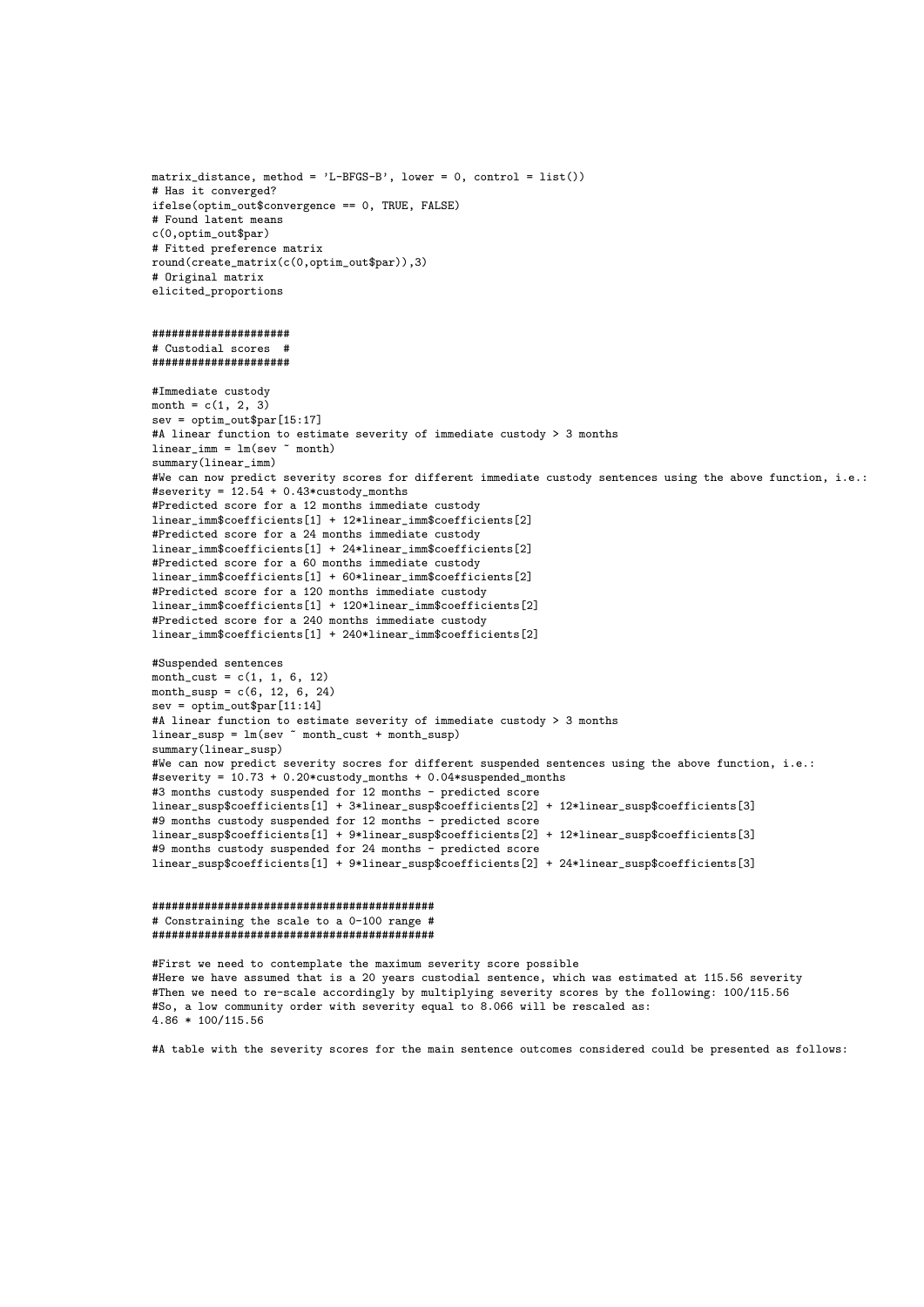```
matrix_distance, method = 'L-BFGS-B', lower = 0, control = list())
# Has it converged?
ifelse(optim_out$convergence == 0, TRUE, FALSE)
# Found latent means
c(0,optim_out$par)
# Fitted preference matrix
round(create_matrix(c(0,optim_out$par)),3)
# Original matrix
elicited_proportions


####################
# Custodial scores  #
####################

#Immediate custody
month = c(1, 2, 3)
sev = optim_out$par[15:17]
#A linear function to estimate severity of immediate custody > 3 months
linear_imm = lm(sev ~ month)
summary(linear_imm)
#We can now predict severity scores for different immediate custody sentences using the above function, i.e.:
#severity = 12.54 + 0.43*custody_months
#Predicted score for a 12 months immediate custody
linear_imm$coefficients[1] + 12*linear_imm$coefficients[2]
#Predicted score for a 24 months immediate custody
linear_imm$coefficients[1] + 24*linear_imm$coefficients[2]
#Predicted score for a 60 months immediate custody
linear_imm$coefficients[1] + 60*linear_imm$coefficients[2]
#Predicted score for a 120 months immediate custody
linear_imm$coefficients[1] + 120*linear_imm$coefficients[2]
#Predicted score for a 240 months immediate custody
linear_imm$coefficients[1] + 240*linear_imm$coefficients[2]

#Suspended sentences
month_cust = c(1, 1, 6, 12)
month_susp = c(6, 12, 6, 24)
sev = optim_out$par[11:14]
#A linear function to estimate severity of immediate custody > 3 months
linear_susp = lm(sev ~ month_cust + month_susp)
summary(linear_susp)
#We can now predict severity socres for different suspended sentences using the above function, i.e.:
#severity = 10.73 + 0.20*custody_months + 0.04*suspended_months
#3 months custody suspended for 12 months - predicted score
linear_susp$coefficients[1] + 3*linear_susp$coefficients[2] + 12*linear_susp$coefficients[3]
#9 months custody suspended for 12 months - predicted score
linear_susp$coefficients[1] + 9*linear_susp$coefficients[2] + 12*linear_susp$coefficients[3]
#9 months custody suspended for 24 months - predicted score
linear_susp$coefficients[1] + 9*linear_susp$coefficients[2] + 24*linear_susp$coefficients[3]


##########################################
# Constraining the scale to a 0-100 range #
##########################################

#First we need to contemplate the maximum severity score possible
#Here we have assumed that is a 20 years custodial sentence, which was estimated at 115.56 severity
#Then we need to re-scale accordingly by multiplying severity scores by the following: 100/115.56
#So, a low community order with severity equal to 8.066 will be rescaled as:
4.86 * 100/115.56

#A table with the severity scores for the main sentence outcomes considered could be presented as follows:
```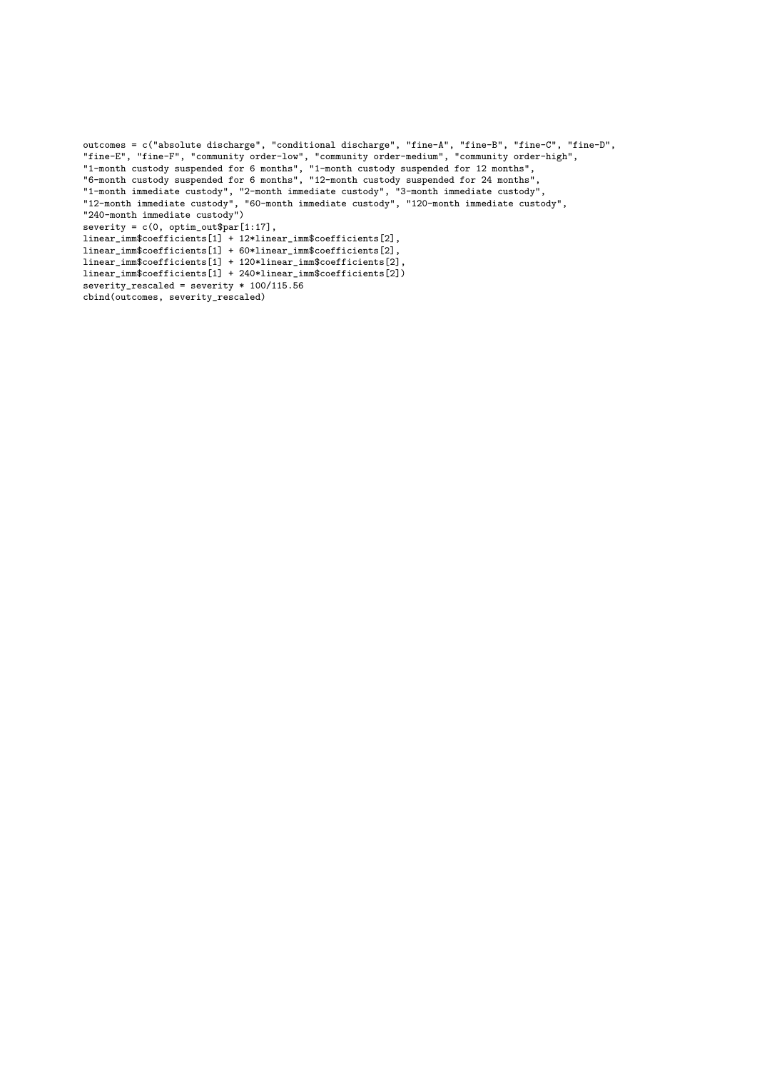```
outcomes = c("absolute discharge", "conditional discharge", "fine-A", "fine-B", "fine-C", "fine-D",
"fine-E", "fine-F", "community order-low", "community order-medium", "community order-high",
"1-month custody suspended for 6 months", "1-month custody suspended for 12 months",
"6-month custody suspended for 6 months", "12-month custody suspended for 24 months",
"1-month immediate custody", "2-month immediate custody", "3-month immediate custody",
"12-month immediate custody", "60-month immediate custody", "120-month immediate custody",
"240-month immediate custody")
severity = c(0, optim_out$par[1:17],
linear_imm$coefficients[1] + 12*linear_imm$coefficients[2],
linear_imm$coefficients[1] + 60*linear_imm$coefficients[2],
linear_imm$coefficients[1] + 120*linear_imm$coefficients[2],
linear_imm$coefficients[1] + 240*linear_imm$coefficients[2])
severity_rescaled = severity * 100/115.56
cbind(outcomes, severity_rescaled)
```